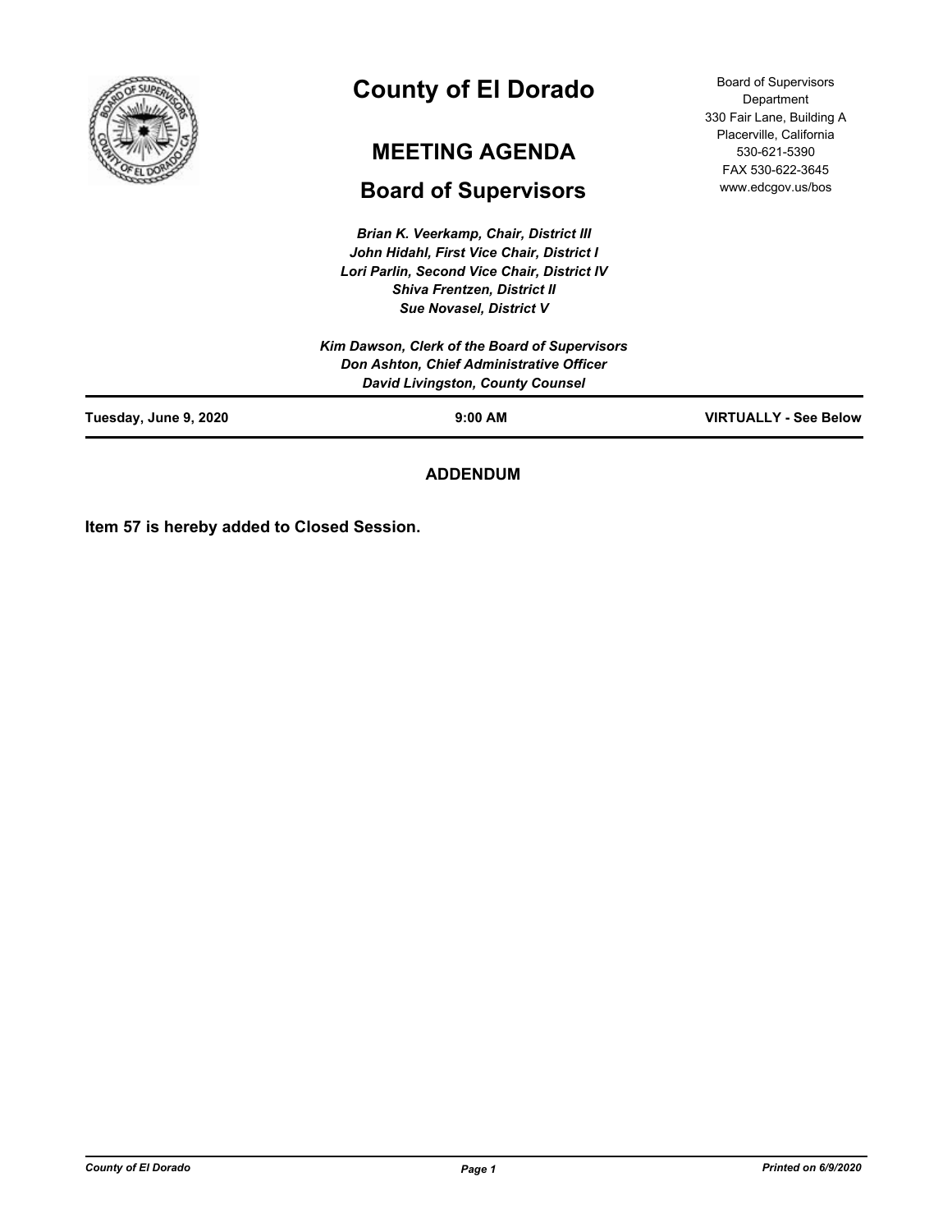# County of El Dorado

## MEETING AGENDA

## Board of Supervisors

Board of Supervisors Department
330 Fair Lane, Building A
Placerville, California
530-621-5390
FAX 530-622-3645
www.edcgov.us/bos

*Brian K. Veerkamp, Chair, District III*
*John Hidahl, First Vice Chair, District I*
*Lori Parlin, Second Vice Chair, District IV*
*Shiva Frentzen, District II*
*Sue Novasel, District V*

*Kim Dawson, Clerk of the Board of Supervisors*
*Don Ashton, Chief Administrative Officer*
*David Livingston, County Counsel*

**Tuesday, June 9, 2020** | **9:00 AM** | **VIRTUALLY - See Below**

### ADDENDUM

**Item 57 is hereby added to Closed Session.**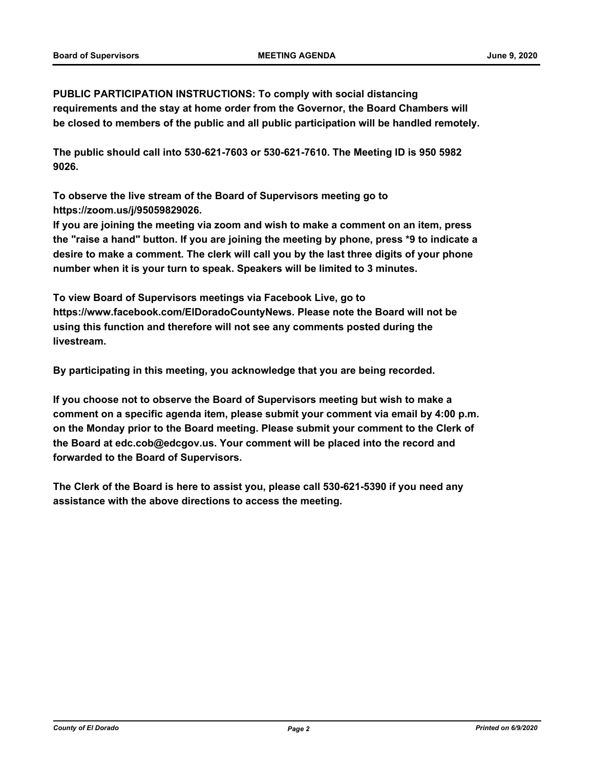**PUBLIC PARTICIPATION INSTRUCTIONS: To comply with social distancing requirements and the stay at home order from the Governor, the Board Chambers will be closed to members of the public and all public participation will be handled remotely.**

**The public should call into 530-621-7603 or 530-621-7610. The Meeting ID is 950 5982 9026.**

**To observe the live stream of the Board of Supervisors meeting go to https://zoom.us/j/95059829026.**

**If you are joining the meeting via zoom and wish to make a comment on an item, press the "raise a hand" button. If you are joining the meeting by phone, press *9 to indicate a desire to make a comment. The clerk will call you by the last three digits of your phone number when it is your turn to speak. Speakers will be limited to 3 minutes.**

**To view Board of Supervisors meetings via Facebook Live, go to https://www.facebook.com/ElDoradoCountyNews. Please note the Board will not be using this function and therefore will not see any comments posted during the livestream.**

**By participating in this meeting, you acknowledge that you are being recorded.**

**If you choose not to observe the Board of Supervisors meeting but wish to make a comment on a specific agenda item, please submit your comment via email by 4:00 p.m. on the Monday prior to the Board meeting. Please submit your comment to the Clerk of the Board at edc.cob@edcgov.us. Your comment will be placed into the record and forwarded to the Board of Supervisors.**

**The Clerk of the Board is here to assist you, please call 530-621-5390 if you need any assistance with the above directions to access the meeting.**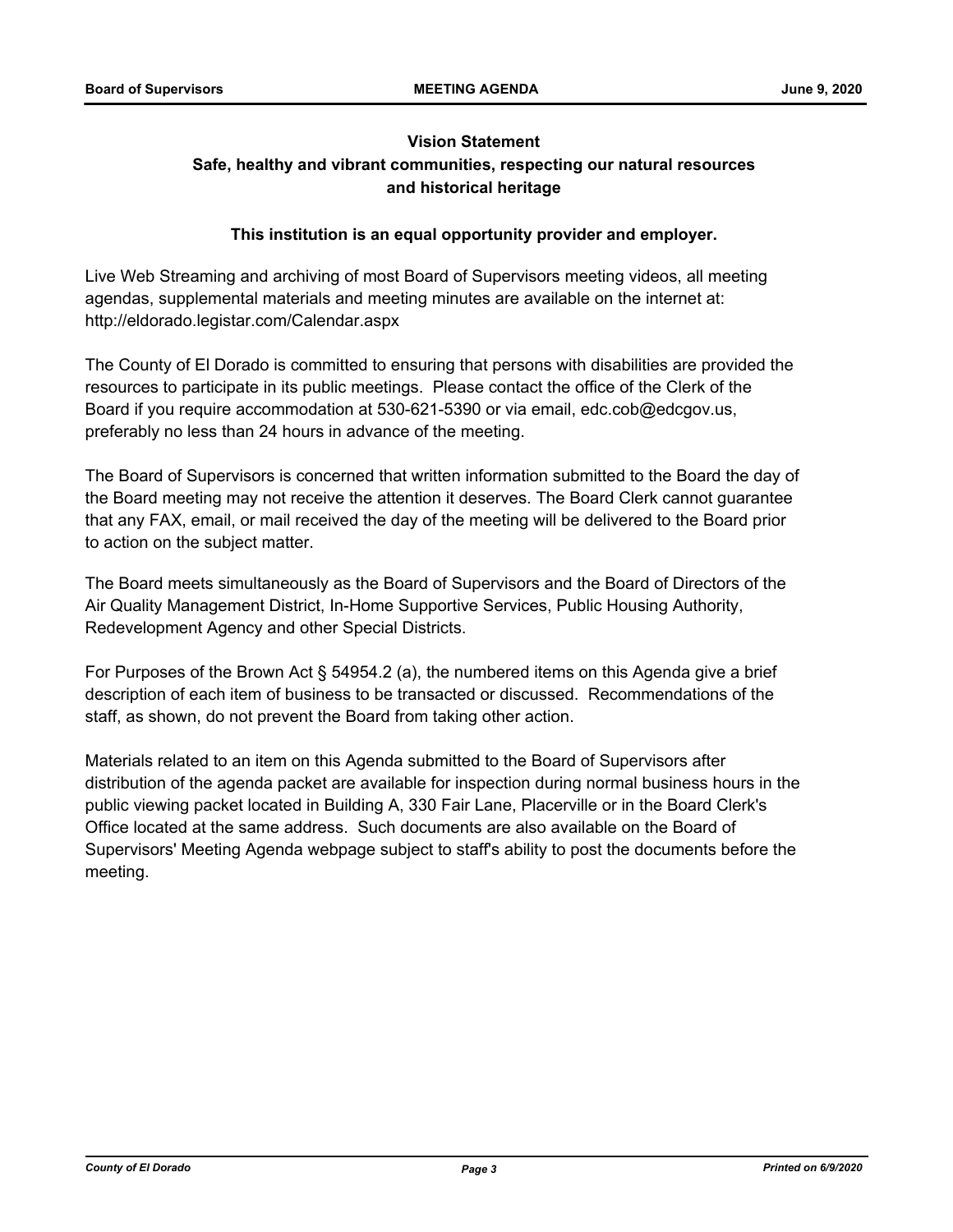**Vision Statement**

**Safe, healthy and vibrant communities, respecting our natural resources and historical heritage**

**This institution is an equal opportunity provider and employer.**

Live Web Streaming and archiving of most Board of Supervisors meeting videos, all meeting agendas, supplemental materials and meeting minutes are available on the internet at: http://eldorado.legistar.com/Calendar.aspx

The County of El Dorado is committed to ensuring that persons with disabilities are provided the resources to participate in its public meetings. Please contact the office of the Clerk of the Board if you require accommodation at 530-621-5390 or via email, edc.cob@edcgov.us, preferably no less than 24 hours in advance of the meeting.

The Board of Supervisors is concerned that written information submitted to the Board the day of the Board meeting may not receive the attention it deserves. The Board Clerk cannot guarantee that any FAX, email, or mail received the day of the meeting will be delivered to the Board prior to action on the subject matter.

The Board meets simultaneously as the Board of Supervisors and the Board of Directors of the Air Quality Management District, In-Home Supportive Services, Public Housing Authority, Redevelopment Agency and other Special Districts.

For Purposes of the Brown Act § 54954.2 (a), the numbered items on this Agenda give a brief description of each item of business to be transacted or discussed. Recommendations of the staff, as shown, do not prevent the Board from taking other action.

Materials related to an item on this Agenda submitted to the Board of Supervisors after distribution of the agenda packet are available for inspection during normal business hours in the public viewing packet located in Building A, 330 Fair Lane, Placerville or in the Board Clerk's Office located at the same address. Such documents are also available on the Board of Supervisors' Meeting Agenda webpage subject to staff's ability to post the documents before the meeting.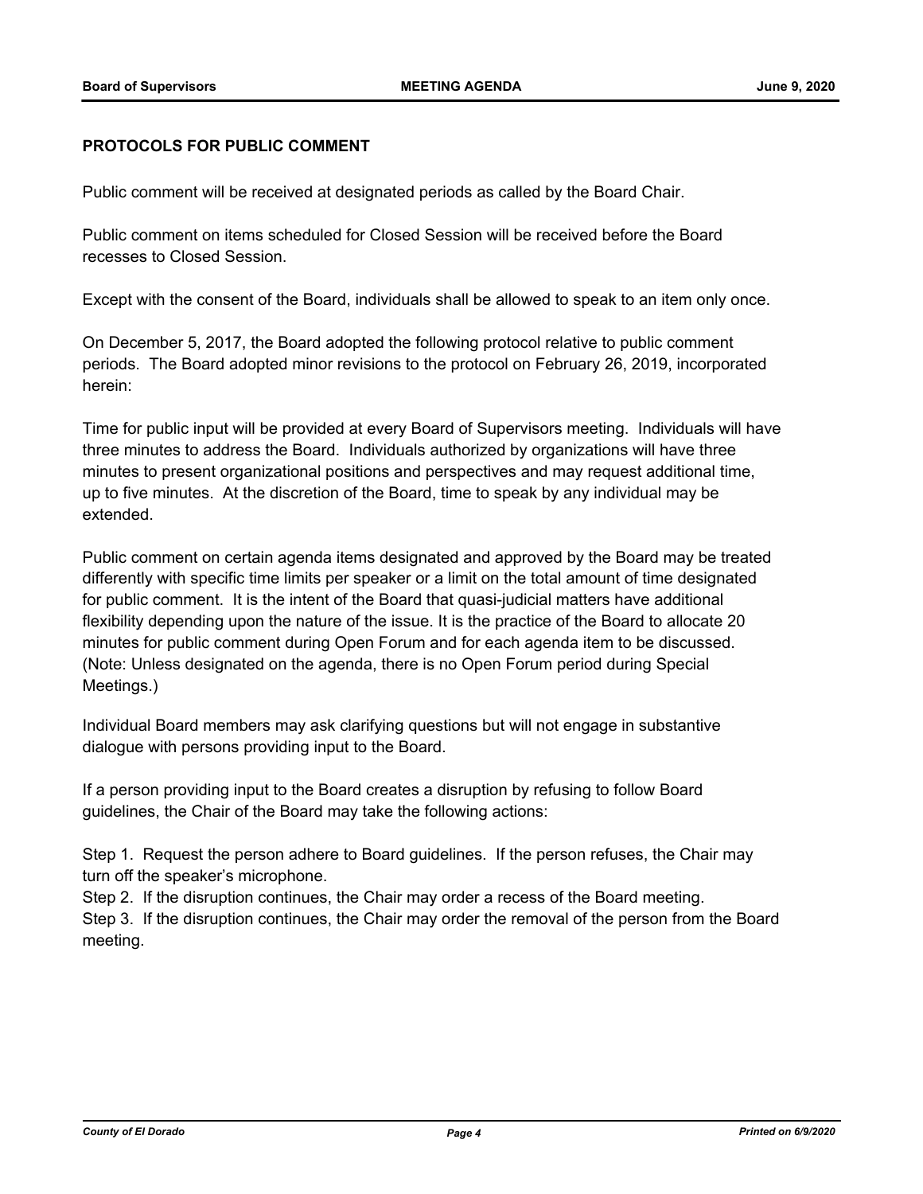**PROTOCOLS FOR PUBLIC COMMENT**

Public comment will be received at designated periods as called by the Board Chair.

Public comment on items scheduled for Closed Session will be received before the Board recesses to Closed Session.

Except with the consent of the Board, individuals shall be allowed to speak to an item only once.

On December 5, 2017, the Board adopted the following protocol relative to public comment periods. The Board adopted minor revisions to the protocol on February 26, 2019, incorporated herein:

Time for public input will be provided at every Board of Supervisors meeting. Individuals will have three minutes to address the Board. Individuals authorized by organizations will have three minutes to present organizational positions and perspectives and may request additional time, up to five minutes. At the discretion of the Board, time to speak by any individual may be extended.

Public comment on certain agenda items designated and approved by the Board may be treated differently with specific time limits per speaker or a limit on the total amount of time designated for public comment. It is the intent of the Board that quasi-judicial matters have additional flexibility depending upon the nature of the issue. It is the practice of the Board to allocate 20 minutes for public comment during Open Forum and for each agenda item to be discussed. (Note: Unless designated on the agenda, there is no Open Forum period during Special Meetings.)

Individual Board members may ask clarifying questions but will not engage in substantive dialogue with persons providing input to the Board.

If a person providing input to the Board creates a disruption by refusing to follow Board guidelines, the Chair of the Board may take the following actions:

Step 1. Request the person adhere to Board guidelines. If the person refuses, the Chair may turn off the speaker's microphone.

Step 2. If the disruption continues, the Chair may order a recess of the Board meeting.

Step 3. If the disruption continues, the Chair may order the removal of the person from the Board meeting.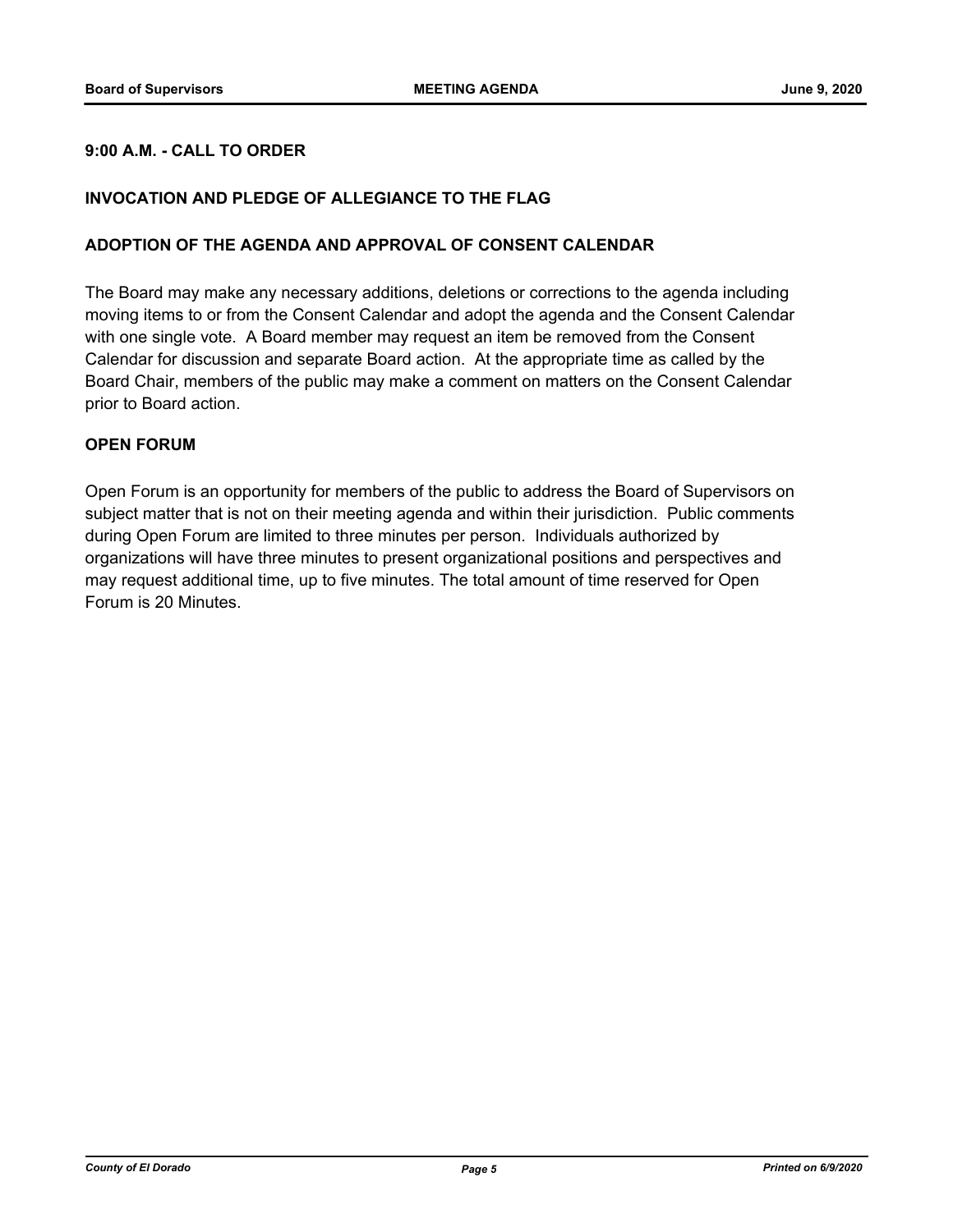**9:00 A.M. - CALL TO ORDER**

**INVOCATION AND PLEDGE OF ALLEGIANCE TO THE FLAG**

**ADOPTION OF THE AGENDA AND APPROVAL OF CONSENT CALENDAR**

The Board may make any necessary additions, deletions or corrections to the agenda including moving items to or from the Consent Calendar and adopt the agenda and the Consent Calendar with one single vote. A Board member may request an item be removed from the Consent Calendar for discussion and separate Board action. At the appropriate time as called by the Board Chair, members of the public may make a comment on matters on the Consent Calendar prior to Board action.

**OPEN FORUM**

Open Forum is an opportunity for members of the public to address the Board of Supervisors on subject matter that is not on their meeting agenda and within their jurisdiction. Public comments during Open Forum are limited to three minutes per person. Individuals authorized by organizations will have three minutes to present organizational positions and perspectives and may request additional time, up to five minutes. The total amount of time reserved for Open Forum is 20 Minutes.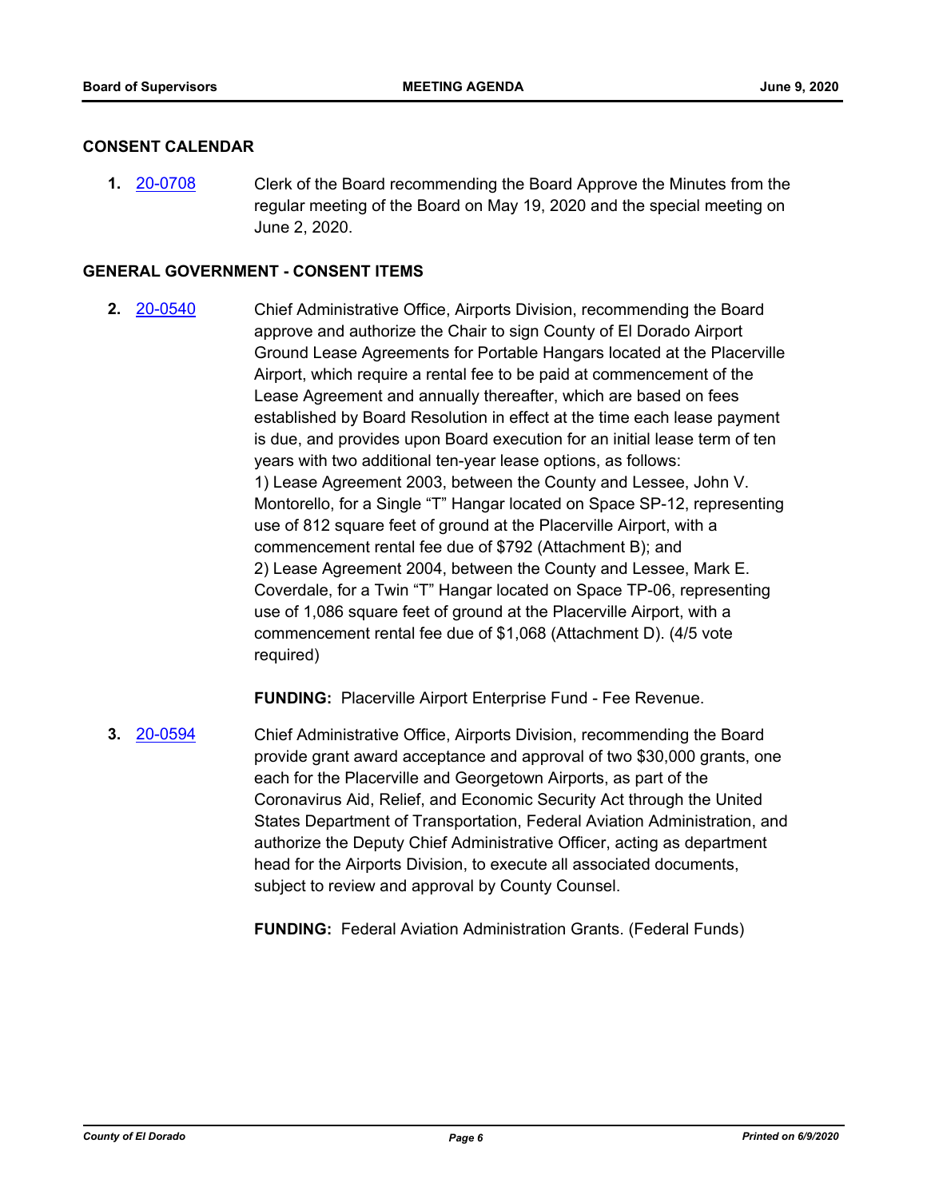## CONSENT CALENDAR

**1.** 20-0708 Clerk of the Board recommending the Board Approve the Minutes from the regular meeting of the Board on May 19, 2020 and the special meeting on June 2, 2020.

## GENERAL GOVERNMENT - CONSENT ITEMS

**2.** 20-0540 Chief Administrative Office, Airports Division, recommending the Board approve and authorize the Chair to sign County of El Dorado Airport Ground Lease Agreements for Portable Hangars located at the Placerville Airport, which require a rental fee to be paid at commencement of the Lease Agreement and annually thereafter, which are based on fees established by Board Resolution in effect at the time each lease payment is due, and provides upon Board execution for an initial lease term of ten years with two additional ten-year lease options, as follows:
1) Lease Agreement 2003, between the County and Lessee, John V. Montorello, for a Single "T" Hangar located on Space SP-12, representing use of 812 square feet of ground at the Placerville Airport, with a commencement rental fee due of $792 (Attachment B); and
2) Lease Agreement 2004, between the County and Lessee, Mark E. Coverdale, for a Twin "T" Hangar located on Space TP-06, representing use of 1,086 square feet of ground at the Placerville Airport, with a commencement rental fee due of $1,068 (Attachment D). (4/5 vote required)

**FUNDING:** Placerville Airport Enterprise Fund - Fee Revenue.

**3.** 20-0594 Chief Administrative Office, Airports Division, recommending the Board provide grant award acceptance and approval of two $30,000 grants, one each for the Placerville and Georgetown Airports, as part of the Coronavirus Aid, Relief, and Economic Security Act through the United States Department of Transportation, Federal Aviation Administration, and authorize the Deputy Chief Administrative Officer, acting as department head for the Airports Division, to execute all associated documents, subject to review and approval by County Counsel.

**FUNDING:** Federal Aviation Administration Grants. (Federal Funds)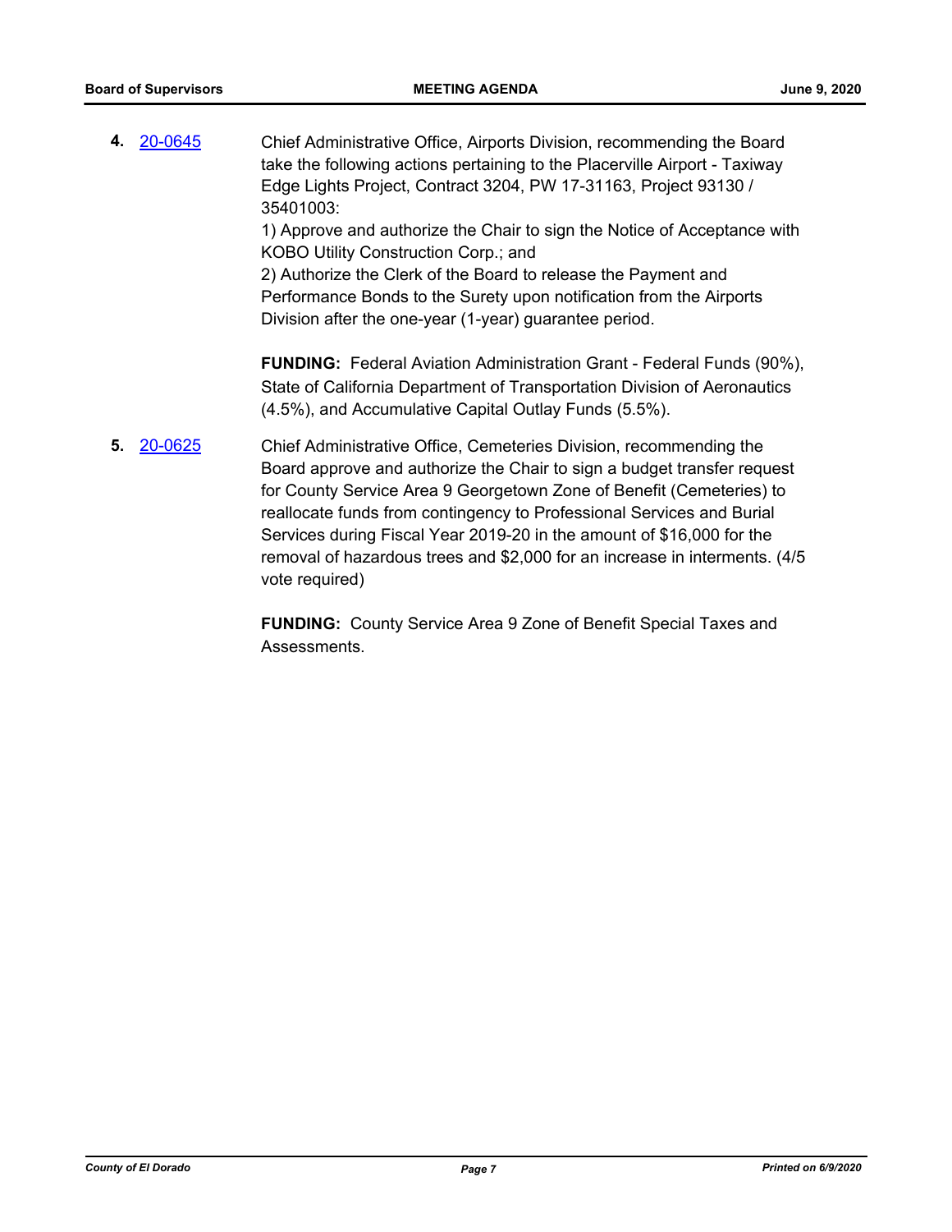**4.** 20-0645 Chief Administrative Office, Airports Division, recommending the Board take the following actions pertaining to the Placerville Airport - Taxiway Edge Lights Project, Contract 3204, PW 17-31163, Project 93130 / 35401003:

1) Approve and authorize the Chair to sign the Notice of Acceptance with KOBO Utility Construction Corp.; and

2) Authorize the Clerk of the Board to release the Payment and Performance Bonds to the Surety upon notification from the Airports Division after the one-year (1-year) guarantee period.

**FUNDING:** Federal Aviation Administration Grant - Federal Funds (90%), State of California Department of Transportation Division of Aeronautics (4.5%), and Accumulative Capital Outlay Funds (5.5%).

**5.** 20-0625 Chief Administrative Office, Cemeteries Division, recommending the Board approve and authorize the Chair to sign a budget transfer request for County Service Area 9 Georgetown Zone of Benefit (Cemeteries) to reallocate funds from contingency to Professional Services and Burial Services during Fiscal Year 2019-20 in the amount of $16,000 for the removal of hazardous trees and $2,000 for an increase in interments. (4/5 vote required)

**FUNDING:** County Service Area 9 Zone of Benefit Special Taxes and Assessments.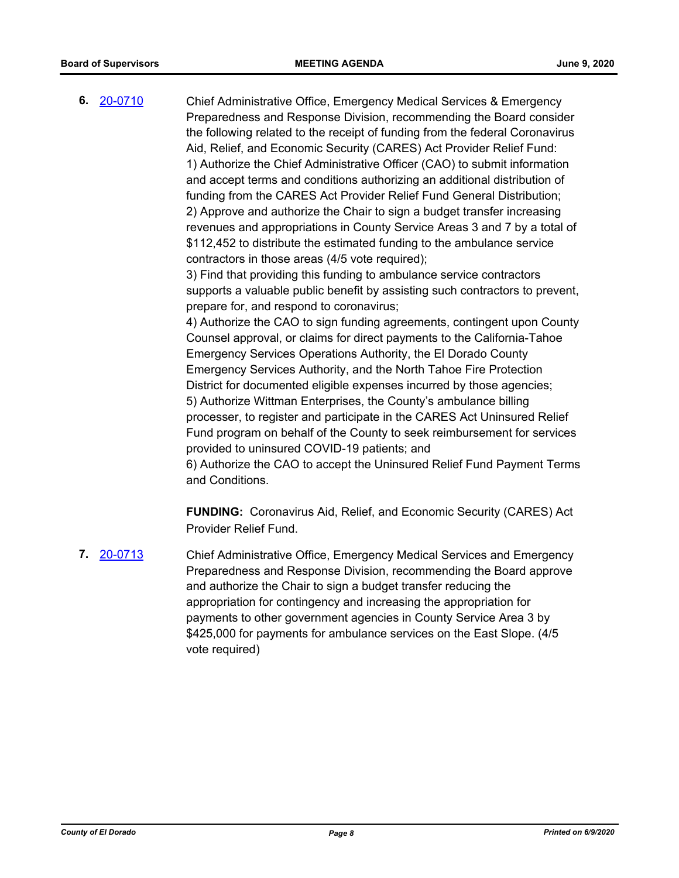**6.** 20-0710 Chief Administrative Office, Emergency Medical Services & Emergency Preparedness and Response Division, recommending the Board consider the following related to the receipt of funding from the federal Coronavirus Aid, Relief, and Economic Security (CARES) Act Provider Relief Fund:
1) Authorize the Chief Administrative Officer (CAO) to submit information and accept terms and conditions authorizing an additional distribution of funding from the CARES Act Provider Relief Fund General Distribution;
2) Approve and authorize the Chair to sign a budget transfer increasing revenues and appropriations in County Service Areas 3 and 7 by a total of \$112,452 to distribute the estimated funding to the ambulance service contractors in those areas (4/5 vote required);
3) Find that providing this funding to ambulance service contractors supports a valuable public benefit by assisting such contractors to prevent, prepare for, and respond to coronavirus;
4) Authorize the CAO to sign funding agreements, contingent upon County Counsel approval, or claims for direct payments to the California-Tahoe Emergency Services Operations Authority, the El Dorado County Emergency Services Authority, and the North Tahoe Fire Protection District for documented eligible expenses incurred by those agencies;
5) Authorize Wittman Enterprises, the County's ambulance billing processer, to register and participate in the CARES Act Uninsured Relief Fund program on behalf of the County to seek reimbursement for services provided to uninsured COVID-19 patients; and
6) Authorize the CAO to accept the Uninsured Relief Fund Payment Terms and Conditions.

**FUNDING:** Coronavirus Aid, Relief, and Economic Security (CARES) Act Provider Relief Fund.

**7.** 20-0713 Chief Administrative Office, Emergency Medical Services and Emergency Preparedness and Response Division, recommending the Board approve and authorize the Chair to sign a budget transfer reducing the appropriation for contingency and increasing the appropriation for payments to other government agencies in County Service Area 3 by \$425,000 for payments for ambulance services on the East Slope. (4/5 vote required)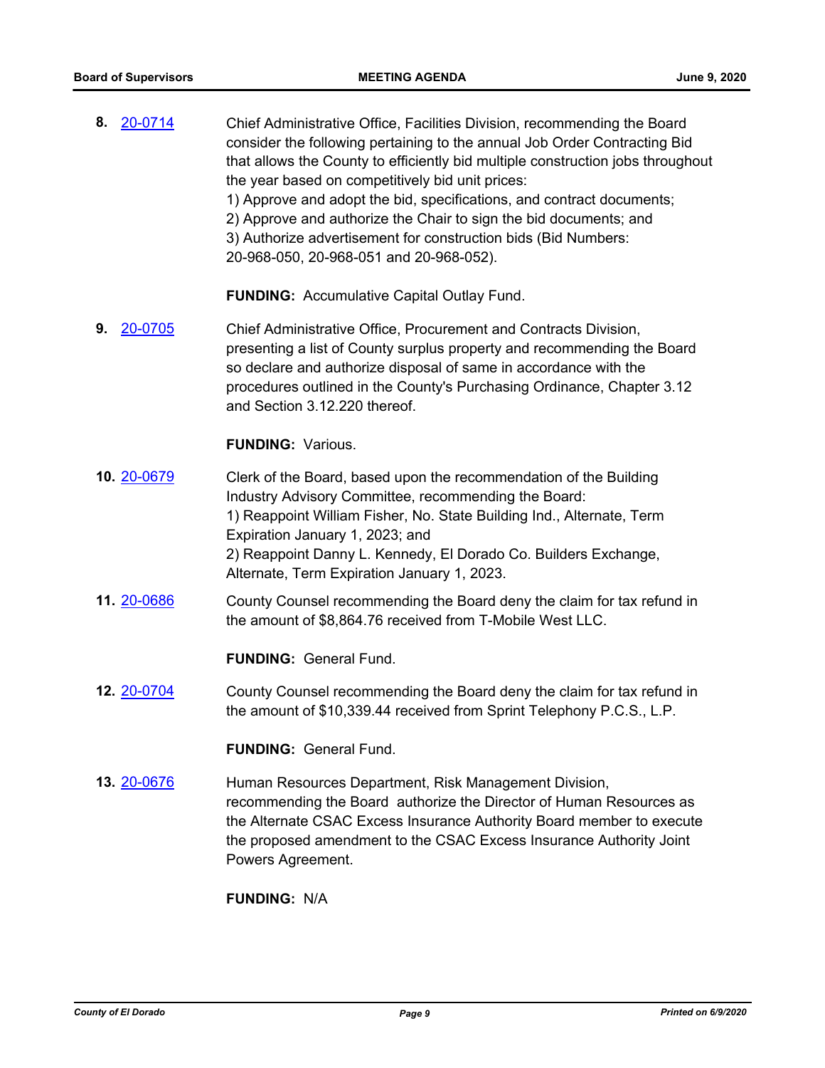**8.** 20-0714 Chief Administrative Office, Facilities Division, recommending the Board consider the following pertaining to the annual Job Order Contracting Bid that allows the County to efficiently bid multiple construction jobs throughout the year based on competitively bid unit prices:
1) Approve and adopt the bid, specifications, and contract documents;
2) Approve and authorize the Chair to sign the bid documents; and
3) Authorize advertisement for construction bids (Bid Numbers: 20-968-050, 20-968-051 and 20-968-052).

**FUNDING:** Accumulative Capital Outlay Fund.

**9.** 20-0705 Chief Administrative Office, Procurement and Contracts Division, presenting a list of County surplus property and recommending the Board so declare and authorize disposal of same in accordance with the procedures outlined in the County's Purchasing Ordinance, Chapter 3.12 and Section 3.12.220 thereof.

**FUNDING:** Various.

**10.** 20-0679 Clerk of the Board, based upon the recommendation of the Building Industry Advisory Committee, recommending the Board:
1) Reappoint William Fisher, No. State Building Ind., Alternate, Term Expiration January 1, 2023; and
2) Reappoint Danny L. Kennedy, El Dorado Co. Builders Exchange, Alternate, Term Expiration January 1, 2023.

**11.** 20-0686 County Counsel recommending the Board deny the claim for tax refund in the amount of $8,864.76 received from T-Mobile West LLC.

**FUNDING:** General Fund.

**12.** 20-0704 County Counsel recommending the Board deny the claim for tax refund in the amount of $10,339.44 received from Sprint Telephony P.C.S., L.P.

**FUNDING:** General Fund.

**13.** 20-0676 Human Resources Department, Risk Management Division, recommending the Board authorize the Director of Human Resources as the Alternate CSAC Excess Insurance Authority Board member to execute the proposed amendment to the CSAC Excess Insurance Authority Joint Powers Agreement.

**FUNDING:** N/A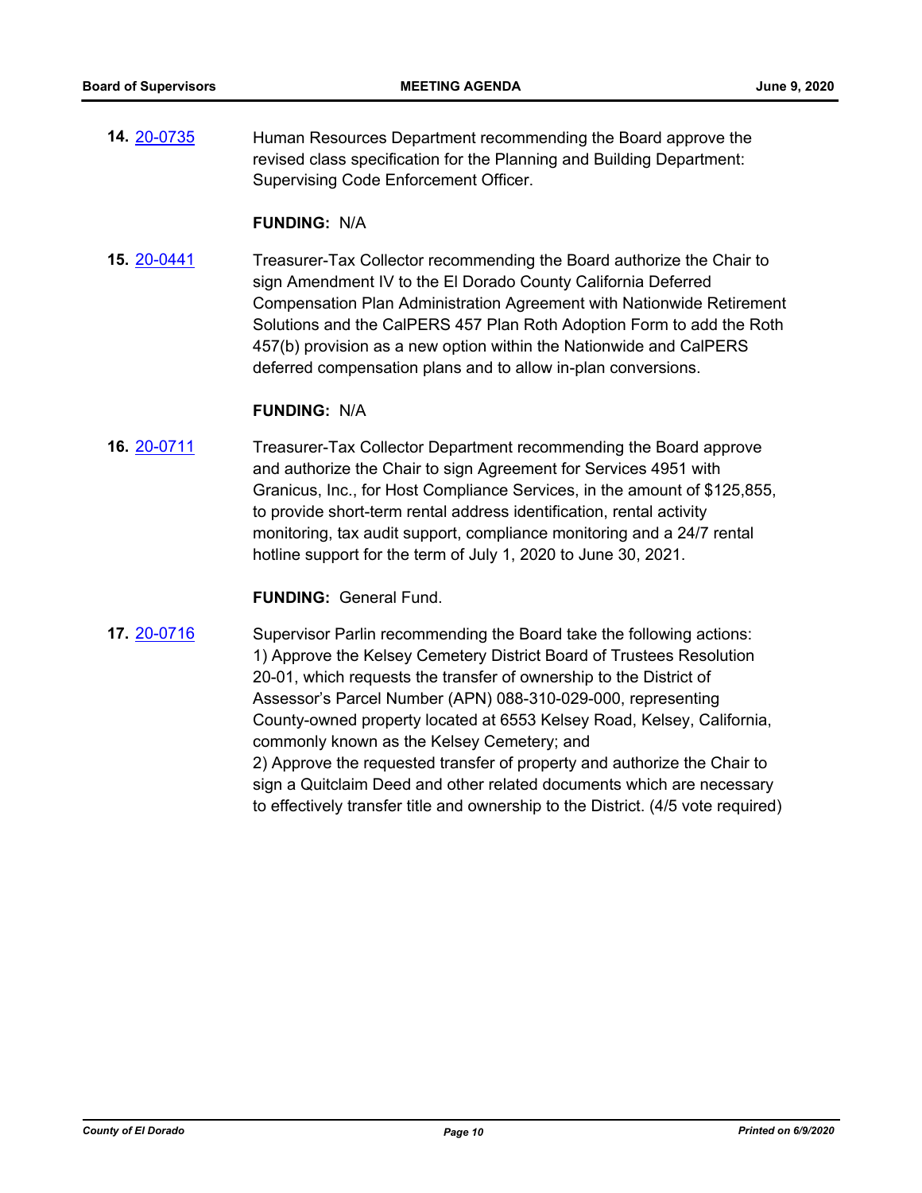**14.** [20-0735](20-0735) Human Resources Department recommending the Board approve the revised class specification for the Planning and Building Department: Supervising Code Enforcement Officer.

**FUNDING:** N/A

**15.** [20-0441](20-0441) Treasurer-Tax Collector recommending the Board authorize the Chair to sign Amendment IV to the El Dorado County California Deferred Compensation Plan Administration Agreement with Nationwide Retirement Solutions and the CalPERS 457 Plan Roth Adoption Form to add the Roth 457(b) provision as a new option within the Nationwide and CalPERS deferred compensation plans and to allow in-plan conversions.

**FUNDING:** N/A

**16.** [20-0711](20-0711) Treasurer-Tax Collector Department recommending the Board approve and authorize the Chair to sign Agreement for Services 4951 with Granicus, Inc., for Host Compliance Services, in the amount of $125,855, to provide short-term rental address identification, rental activity monitoring, tax audit support, compliance monitoring and a 24/7 rental hotline support for the term of July 1, 2020 to June 30, 2021.

**FUNDING:** General Fund.

**17.** [20-0716](20-0716) Supervisor Parlin recommending the Board take the following actions:
1) Approve the Kelsey Cemetery District Board of Trustees Resolution 20-01, which requests the transfer of ownership to the District of Assessor's Parcel Number (APN) 088-310-029-000, representing County-owned property located at 6553 Kelsey Road, Kelsey, California, commonly known as the Kelsey Cemetery; and
2) Approve the requested transfer of property and authorize the Chair to sign a Quitclaim Deed and other related documents which are necessary to effectively transfer title and ownership to the District. (4/5 vote required)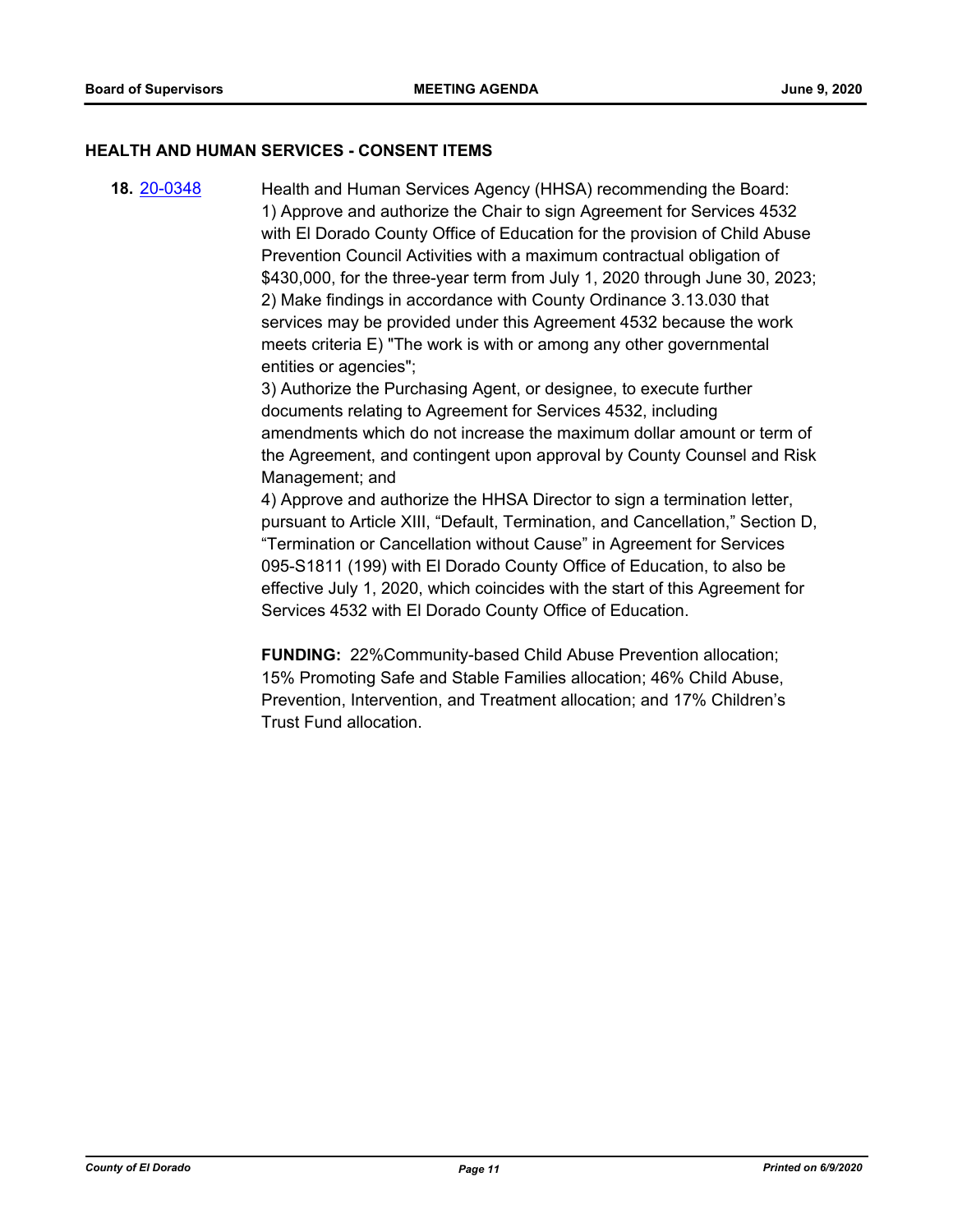## HEALTH AND HUMAN SERVICES - CONSENT ITEMS

**18.** 20-0348 Health and Human Services Agency (HHSA) recommending the Board:
1) Approve and authorize the Chair to sign Agreement for Services 4532 with El Dorado County Office of Education for the provision of Child Abuse Prevention Council Activities with a maximum contractual obligation of $430,000, for the three-year term from July 1, 2020 through June 30, 2023;
2) Make findings in accordance with County Ordinance 3.13.030 that services may be provided under this Agreement 4532 because the work meets criteria E) "The work is with or among any other governmental entities or agencies";
3) Authorize the Purchasing Agent, or designee, to execute further documents relating to Agreement for Services 4532, including amendments which do not increase the maximum dollar amount or term of the Agreement, and contingent upon approval by County Counsel and Risk Management; and
4) Approve and authorize the HHSA Director to sign a termination letter, pursuant to Article XIII, "Default, Termination, and Cancellation," Section D, "Termination or Cancellation without Cause" in Agreement for Services 095-S1811 (199) with El Dorado County Office of Education, to also be effective July 1, 2020, which coincides with the start of this Agreement for Services 4532 with El Dorado County Office of Education.

**FUNDING:** 22%Community-based Child Abuse Prevention allocation; 15% Promoting Safe and Stable Families allocation; 46% Child Abuse, Prevention, Intervention, and Treatment allocation; and 17% Children's Trust Fund allocation.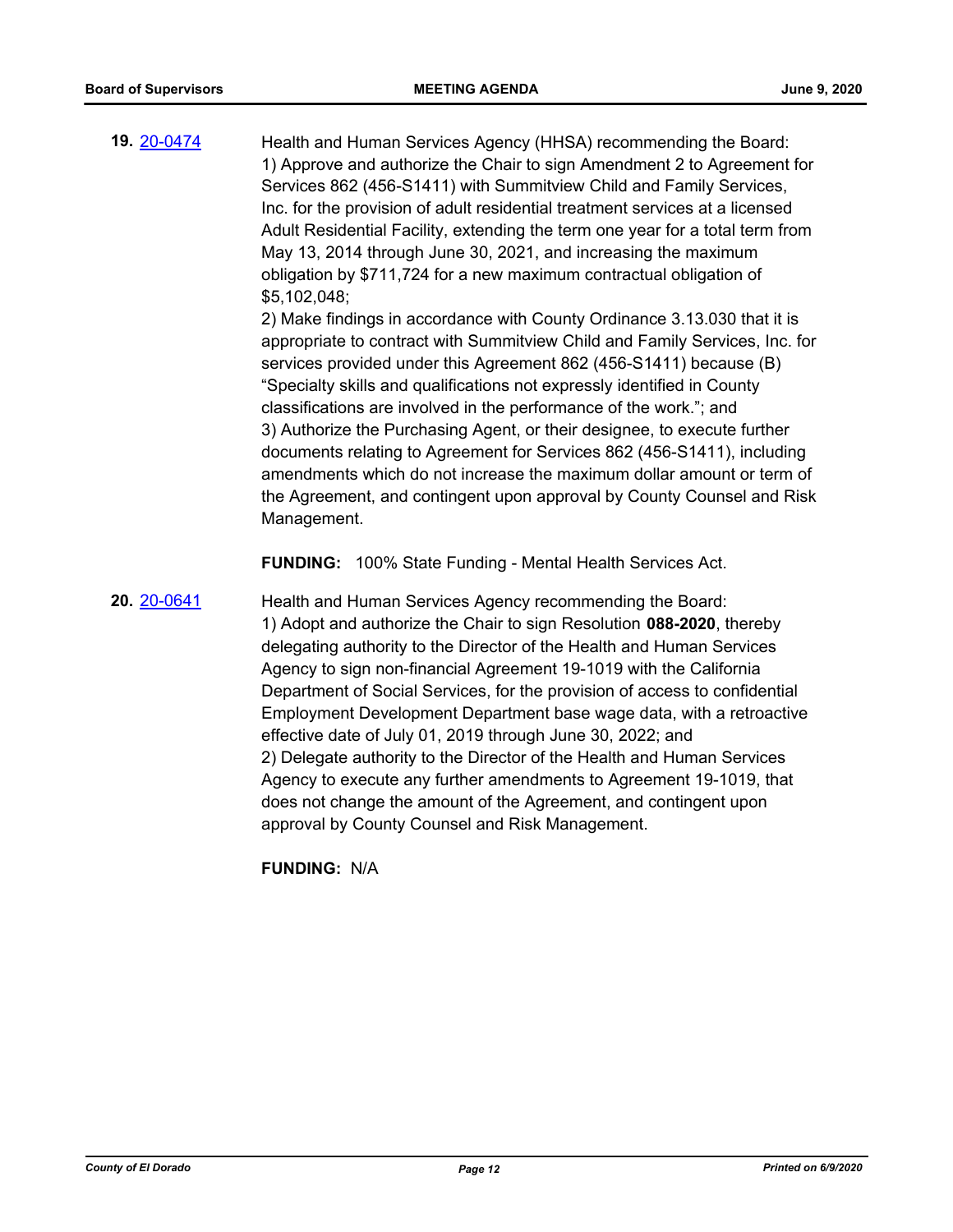**19.** [20-0474](20-0474)

Health and Human Services Agency (HHSA) recommending the Board:
1) Approve and authorize the Chair to sign Amendment 2 to Agreement for Services 862 (456-S1411) with Summitview Child and Family Services, Inc. for the provision of adult residential treatment services at a licensed Adult Residential Facility, extending the term one year for a total term from May 13, 2014 through June 30, 2021, and increasing the maximum obligation by $711,724 for a new maximum contractual obligation of $5,102,048;
2) Make findings in accordance with County Ordinance 3.13.030 that it is appropriate to contract with Summitview Child and Family Services, Inc. for services provided under this Agreement 862 (456-S1411) because (B) "Specialty skills and qualifications not expressly identified in County classifications are involved in the performance of the work."; and
3) Authorize the Purchasing Agent, or their designee, to execute further documents relating to Agreement for Services 862 (456-S1411), including amendments which do not increase the maximum dollar amount or term of the Agreement, and contingent upon approval by County Counsel and Risk Management.

**FUNDING:** 100% State Funding - Mental Health Services Act.

**20.** [20-0641](20-0641)

Health and Human Services Agency recommending the Board:
1) Adopt and authorize the Chair to sign Resolution **088-2020**, thereby delegating authority to the Director of the Health and Human Services Agency to sign non-financial Agreement 19-1019 with the California Department of Social Services, for the provision of access to confidential Employment Development Department base wage data, with a retroactive effective date of July 01, 2019 through June 30, 2022; and
2) Delegate authority to the Director of the Health and Human Services Agency to execute any further amendments to Agreement 19-1019, that does not change the amount of the Agreement, and contingent upon approval by County Counsel and Risk Management.

**FUNDING:** N/A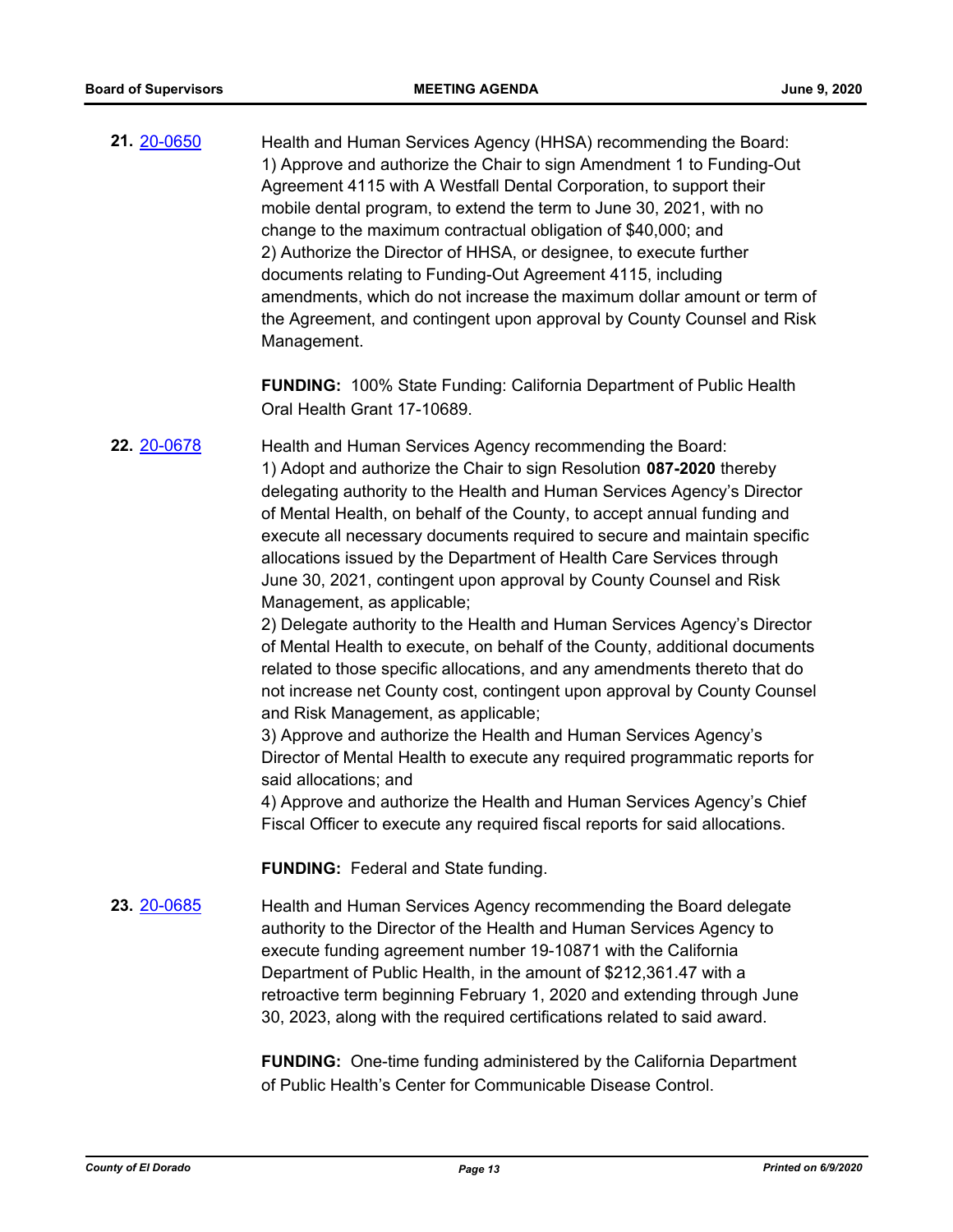**21.** [20-0650](20-0650)

Health and Human Services Agency (HHSA) recommending the Board:
1) Approve and authorize the Chair to sign Amendment 1 to Funding-Out Agreement 4115 with A Westfall Dental Corporation, to support their mobile dental program, to extend the term to June 30, 2021, with no change to the maximum contractual obligation of $40,000; and
2) Authorize the Director of HHSA, or designee, to execute further documents relating to Funding-Out Agreement 4115, including amendments, which do not increase the maximum dollar amount or term of the Agreement, and contingent upon approval by County Counsel and Risk Management.

**FUNDING:** 100% State Funding: California Department of Public Health Oral Health Grant 17-10689.

**22.** [20-0678](20-0678)

Health and Human Services Agency recommending the Board:
1) Adopt and authorize the Chair to sign Resolution **087-2020** thereby delegating authority to the Health and Human Services Agency's Director of Mental Health, on behalf of the County, to accept annual funding and execute all necessary documents required to secure and maintain specific allocations issued by the Department of Health Care Services through June 30, 2021, contingent upon approval by County Counsel and Risk Management, as applicable;
2) Delegate authority to the Health and Human Services Agency's Director of Mental Health to execute, on behalf of the County, additional documents related to those specific allocations, and any amendments thereto that do not increase net County cost, contingent upon approval by County Counsel and Risk Management, as applicable;
3) Approve and authorize the Health and Human Services Agency's Director of Mental Health to execute any required programmatic reports for said allocations; and
4) Approve and authorize the Health and Human Services Agency's Chief Fiscal Officer to execute any required fiscal reports for said allocations.

**FUNDING:** Federal and State funding.

**23.** [20-0685](20-0685)

Health and Human Services Agency recommending the Board delegate authority to the Director of the Health and Human Services Agency to execute funding agreement number 19-10871 with the California Department of Public Health, in the amount of $212,361.47 with a retroactive term beginning February 1, 2020 and extending through June 30, 2023, along with the required certifications related to said award.

**FUNDING:** One-time funding administered by the California Department of Public Health's Center for Communicable Disease Control.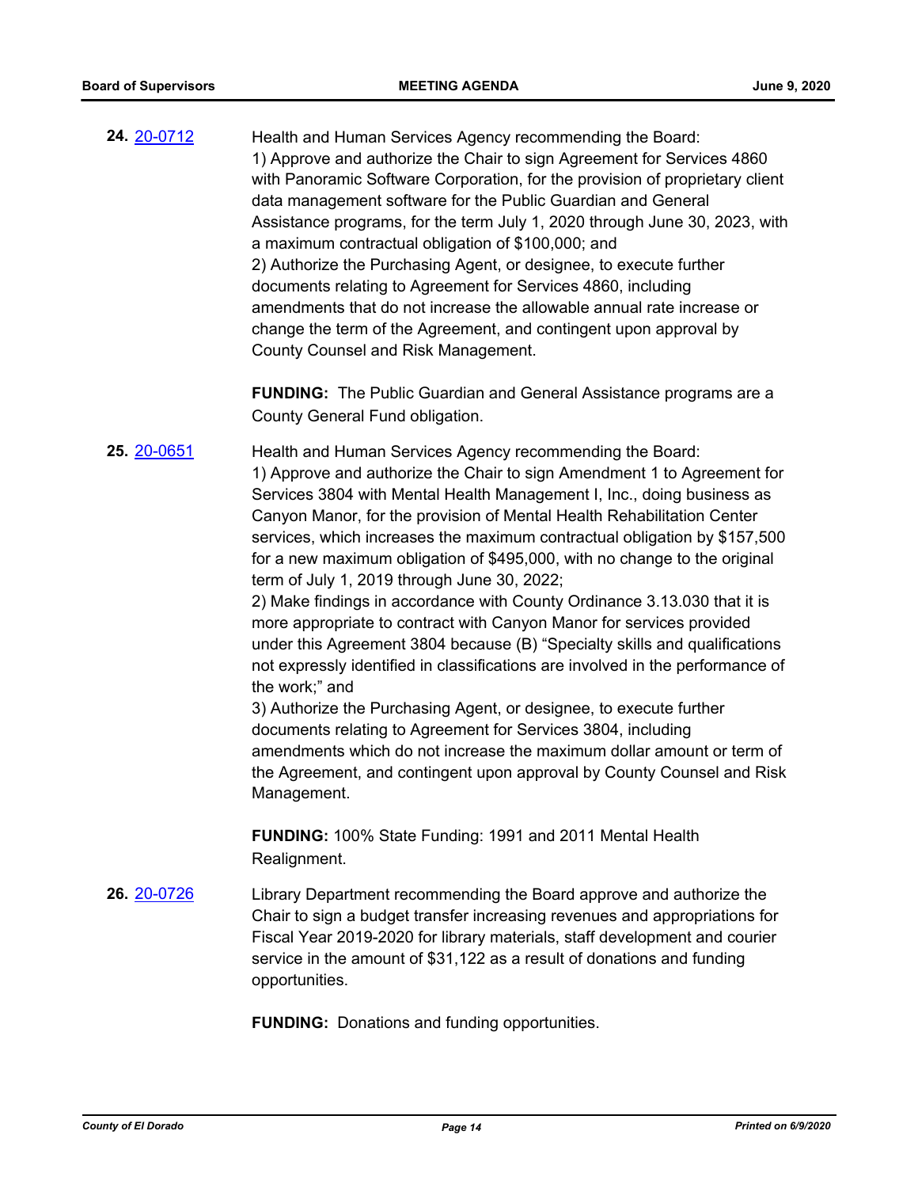**24.** [20-0712](20-0712)

Health and Human Services Agency recommending the Board:
1) Approve and authorize the Chair to sign Agreement for Services 4860 with Panoramic Software Corporation, for the provision of proprietary client data management software for the Public Guardian and General Assistance programs, for the term July 1, 2020 through June 30, 2023, with a maximum contractual obligation of $100,000; and
2) Authorize the Purchasing Agent, or designee, to execute further documents relating to Agreement for Services 4860, including amendments that do not increase the allowable annual rate increase or change the term of the Agreement, and contingent upon approval by County Counsel and Risk Management.

**FUNDING:** The Public Guardian and General Assistance programs are a County General Fund obligation.

**25.** [20-0651](20-0651)

Health and Human Services Agency recommending the Board:
1) Approve and authorize the Chair to sign Amendment 1 to Agreement for Services 3804 with Mental Health Management I, Inc., doing business as Canyon Manor, for the provision of Mental Health Rehabilitation Center services, which increases the maximum contractual obligation by $157,500 for a new maximum obligation of $495,000, with no change to the original term of July 1, 2019 through June 30, 2022;
2) Make findings in accordance with County Ordinance 3.13.030 that it is more appropriate to contract with Canyon Manor for services provided under this Agreement 3804 because (B) "Specialty skills and qualifications not expressly identified in classifications are involved in the performance of the work;" and
3) Authorize the Purchasing Agent, or designee, to execute further documents relating to Agreement for Services 3804, including amendments which do not increase the maximum dollar amount or term of the Agreement, and contingent upon approval by County Counsel and Risk Management.

**FUNDING:** 100% State Funding: 1991 and 2011 Mental Health Realignment.

**26.** [20-0726](20-0726)

Library Department recommending the Board approve and authorize the Chair to sign a budget transfer increasing revenues and appropriations for Fiscal Year 2019-2020 for library materials, staff development and courier service in the amount of $31,122 as a result of donations and funding opportunities.

**FUNDING:** Donations and funding opportunities.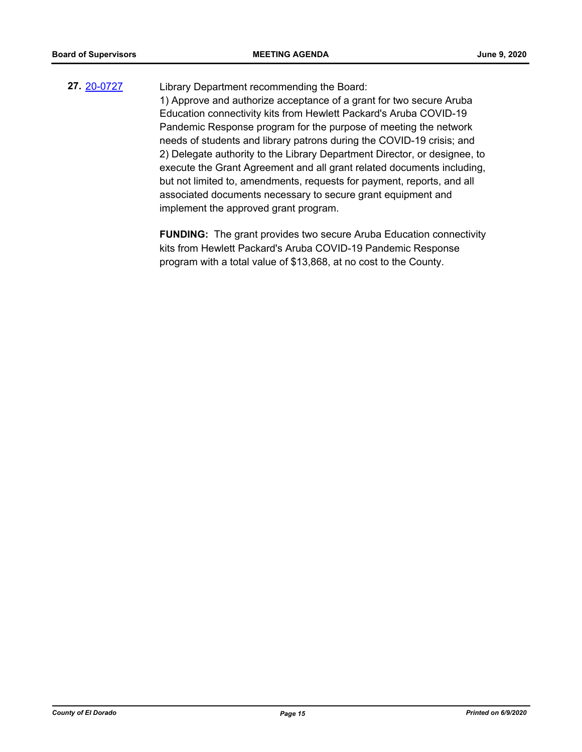**27.** [20-0727](20-0727)

Library Department recommending the Board:
1) Approve and authorize acceptance of a grant for two secure Aruba Education connectivity kits from Hewlett Packard's Aruba COVID-19 Pandemic Response program for the purpose of meeting the network needs of students and library patrons during the COVID-19 crisis; and
2) Delegate authority to the Library Department Director, or designee, to execute the Grant Agreement and all grant related documents including, but not limited to, amendments, requests for payment, reports, and all associated documents necessary to secure grant equipment and implement the approved grant program.

**FUNDING:** The grant provides two secure Aruba Education connectivity kits from Hewlett Packard's Aruba COVID-19 Pandemic Response program with a total value of $13,868, at no cost to the County.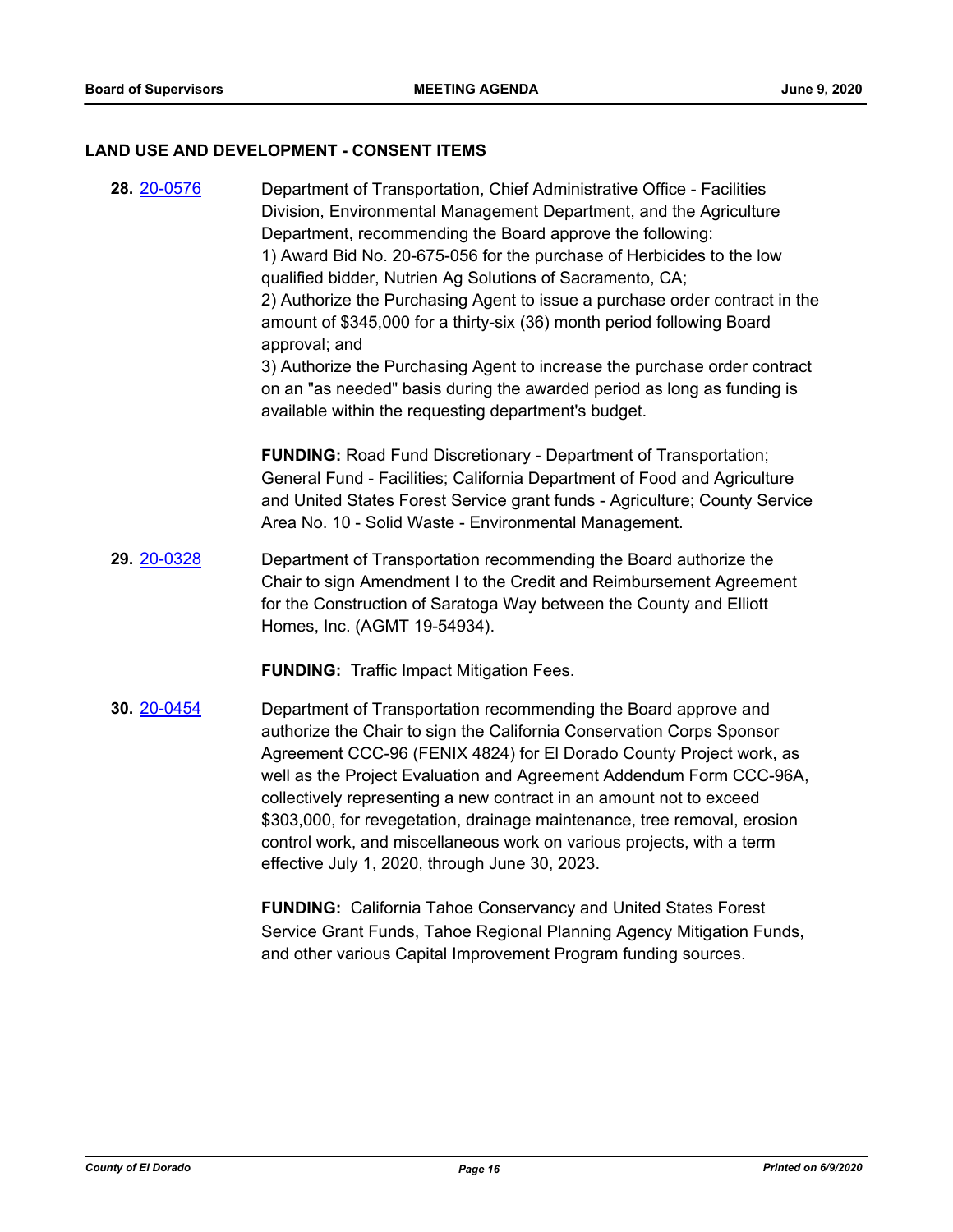## LAND USE AND DEVELOPMENT - CONSENT ITEMS

**28.** 20-0576

Department of Transportation, Chief Administrative Office - Facilities Division, Environmental Management Department, and the Agriculture Department, recommending the Board approve the following:
1) Award Bid No. 20-675-056 for the purchase of Herbicides to the low qualified bidder, Nutrien Ag Solutions of Sacramento, CA;
2) Authorize the Purchasing Agent to issue a purchase order contract in the amount of $345,000 for a thirty-six (36) month period following Board approval; and
3) Authorize the Purchasing Agent to increase the purchase order contract on an "as needed" basis during the awarded period as long as funding is available within the requesting department's budget.

**FUNDING:** Road Fund Discretionary - Department of Transportation; General Fund - Facilities; California Department of Food and Agriculture and United States Forest Service grant funds - Agriculture; County Service Area No. 10 - Solid Waste - Environmental Management.

**29.** 20-0328

Department of Transportation recommending the Board authorize the Chair to sign Amendment I to the Credit and Reimbursement Agreement for the Construction of Saratoga Way between the County and Elliott Homes, Inc. (AGMT 19-54934).

**FUNDING:** Traffic Impact Mitigation Fees.

**30.** 20-0454

Department of Transportation recommending the Board approve and authorize the Chair to sign the California Conservation Corps Sponsor Agreement CCC-96 (FENIX 4824) for El Dorado County Project work, as well as the Project Evaluation and Agreement Addendum Form CCC-96A, collectively representing a new contract in an amount not to exceed $303,000, for revegetation, drainage maintenance, tree removal, erosion control work, and miscellaneous work on various projects, with a term effective July 1, 2020, through June 30, 2023.

**FUNDING:** California Tahoe Conservancy and United States Forest Service Grant Funds, Tahoe Regional Planning Agency Mitigation Funds, and other various Capital Improvement Program funding sources.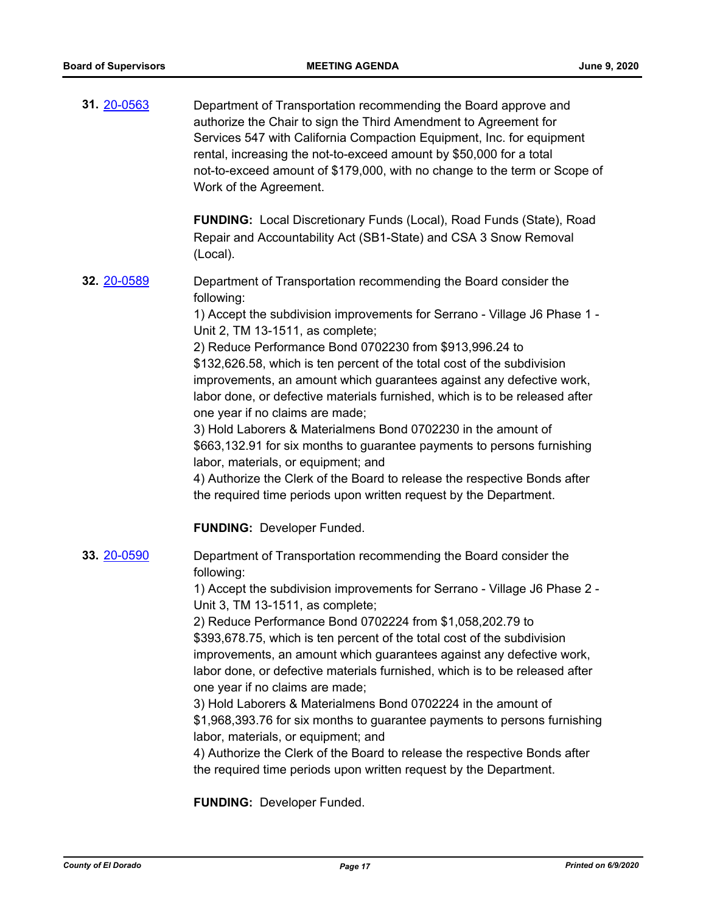**31.** 20-0563

Department of Transportation recommending the Board approve and authorize the Chair to sign the Third Amendment to Agreement for Services 547 with California Compaction Equipment, Inc. for equipment rental, increasing the not-to-exceed amount by $50,000 for a total not-to-exceed amount of $179,000, with no change to the term or Scope of Work of the Agreement.

**FUNDING:** Local Discretionary Funds (Local), Road Funds (State), Road Repair and Accountability Act (SB1-State) and CSA 3 Snow Removal (Local).

**32.** 20-0589

Department of Transportation recommending the Board consider the following:

1) Accept the subdivision improvements for Serrano - Village J6 Phase 1 - Unit 2, TM 13-1511, as complete;
2) Reduce Performance Bond 0702230 from $913,996.24 to $132,626.58, which is ten percent of the total cost of the subdivision improvements, an amount which guarantees against any defective work, labor done, or defective materials furnished, which is to be released after one year if no claims are made;
3) Hold Laborers & Materialmens Bond 0702230 in the amount of $663,132.91 for six months to guarantee payments to persons furnishing labor, materials, or equipment; and
4) Authorize the Clerk of the Board to release the respective Bonds after the required time periods upon written request by the Department.

**FUNDING:** Developer Funded.

**33.** 20-0590

Department of Transportation recommending the Board consider the following:

1) Accept the subdivision improvements for Serrano - Village J6 Phase 2 - Unit 3, TM 13-1511, as complete;
2) Reduce Performance Bond 0702224 from $1,058,202.79 to $393,678.75, which is ten percent of the total cost of the subdivision improvements, an amount which guarantees against any defective work, labor done, or defective materials furnished, which is to be released after one year if no claims are made;
3) Hold Laborers & Materialmens Bond 0702224 in the amount of $1,968,393.76 for six months to guarantee payments to persons furnishing labor, materials, or equipment; and
4) Authorize the Clerk of the Board to release the respective Bonds after the required time periods upon written request by the Department.

**FUNDING:** Developer Funded.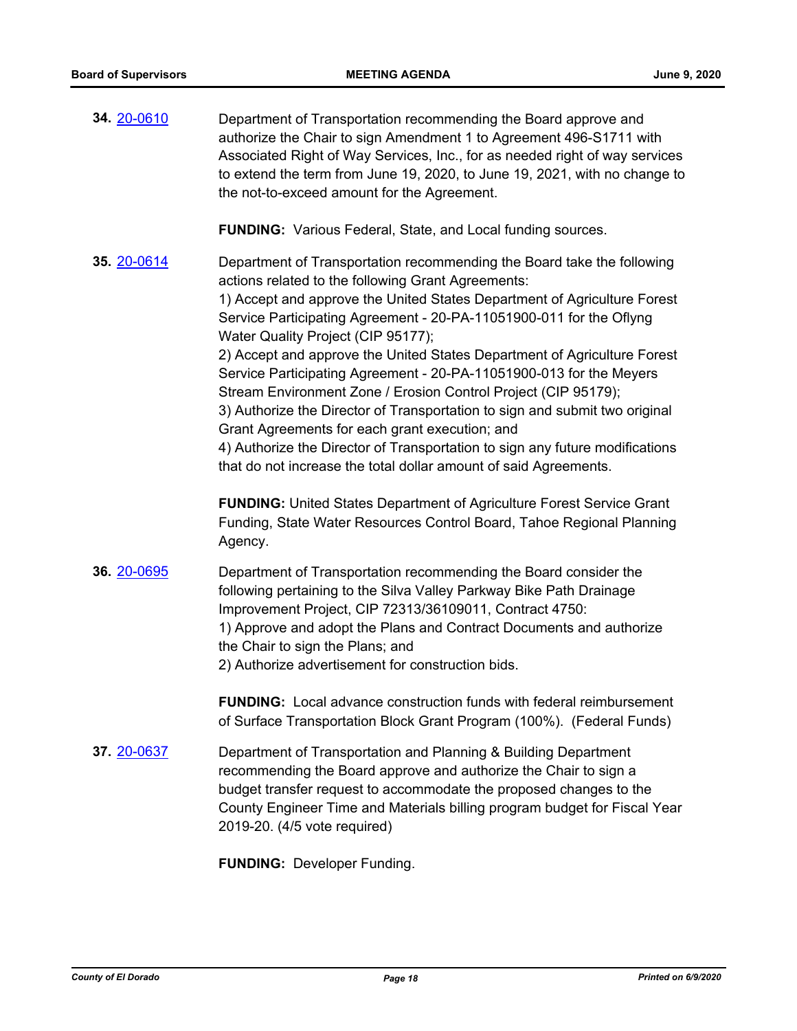**34.** 20-0610

Department of Transportation recommending the Board approve and authorize the Chair to sign Amendment 1 to Agreement 496-S1711 with Associated Right of Way Services, Inc., for as needed right of way services to extend the term from June 19, 2020, to June 19, 2021, with no change to the not-to-exceed amount for the Agreement.

**FUNDING:** Various Federal, State, and Local funding sources.

**35.** 20-0614

Department of Transportation recommending the Board take the following actions related to the following Grant Agreements:
1) Accept and approve the United States Department of Agriculture Forest Service Participating Agreement - 20-PA-11051900-011 for the Oflyng Water Quality Project (CIP 95177);
2) Accept and approve the United States Department of Agriculture Forest Service Participating Agreement - 20-PA-11051900-013 for the Meyers Stream Environment Zone / Erosion Control Project (CIP 95179);
3) Authorize the Director of Transportation to sign and submit two original Grant Agreements for each grant execution; and
4) Authorize the Director of Transportation to sign any future modifications that do not increase the total dollar amount of said Agreements.

**FUNDING:** United States Department of Agriculture Forest Service Grant Funding, State Water Resources Control Board, Tahoe Regional Planning Agency.

**36.** 20-0695

Department of Transportation recommending the Board consider the following pertaining to the Silva Valley Parkway Bike Path Drainage Improvement Project, CIP 72313/36109011, Contract 4750:
1) Approve and adopt the Plans and Contract Documents and authorize the Chair to sign the Plans; and
2) Authorize advertisement for construction bids.

**FUNDING:** Local advance construction funds with federal reimbursement of Surface Transportation Block Grant Program (100%). (Federal Funds)

**37.** 20-0637

Department of Transportation and Planning & Building Department recommending the Board approve and authorize the Chair to sign a budget transfer request to accommodate the proposed changes to the County Engineer Time and Materials billing program budget for Fiscal Year 2019-20. (4/5 vote required)

**FUNDING:** Developer Funding.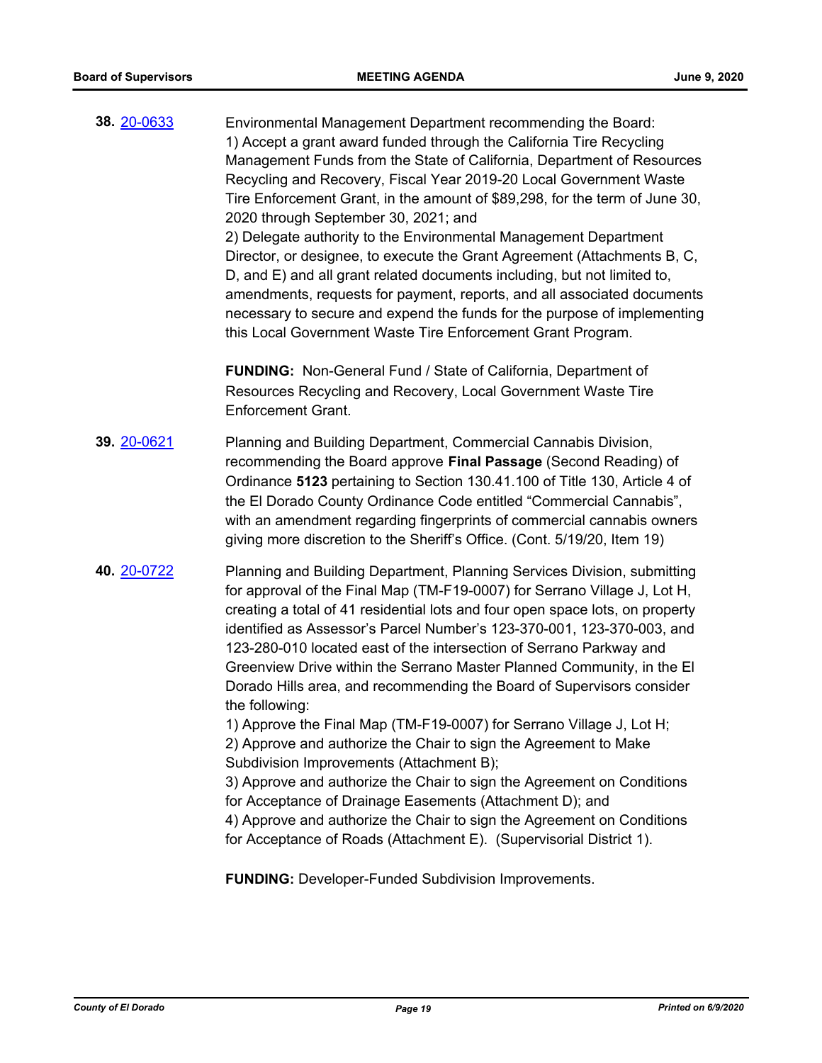**38.** [20-0633](20-0633)

Environmental Management Department recommending the Board:
1) Accept a grant award funded through the California Tire Recycling Management Funds from the State of California, Department of Resources Recycling and Recovery, Fiscal Year 2019-20 Local Government Waste Tire Enforcement Grant, in the amount of $89,298, for the term of June 30, 2020 through September 30, 2021; and
2) Delegate authority to the Environmental Management Department Director, or designee, to execute the Grant Agreement (Attachments B, C, D, and E) and all grant related documents including, but not limited to, amendments, requests for payment, reports, and all associated documents necessary to secure and expend the funds for the purpose of implementing this Local Government Waste Tire Enforcement Grant Program.

**FUNDING:** Non-General Fund / State of California, Department of Resources Recycling and Recovery, Local Government Waste Tire Enforcement Grant.

**39.** [20-0621](20-0621)

Planning and Building Department, Commercial Cannabis Division, recommending the Board approve **Final Passage** (Second Reading) of Ordinance **5123** pertaining to Section 130.41.100 of Title 130, Article 4 of the El Dorado County Ordinance Code entitled "Commercial Cannabis", with an amendment regarding fingerprints of commercial cannabis owners giving more discretion to the Sheriff's Office. (Cont. 5/19/20, Item 19)

**40.** [20-0722](20-0722)

Planning and Building Department, Planning Services Division, submitting for approval of the Final Map (TM-F19-0007) for Serrano Village J, Lot H, creating a total of 41 residential lots and four open space lots, on property identified as Assessor's Parcel Number's 123-370-001, 123-370-003, and 123-280-010 located east of the intersection of Serrano Parkway and Greenview Drive within the Serrano Master Planned Community, in the El Dorado Hills area, and recommending the Board of Supervisors consider the following:
1) Approve the Final Map (TM-F19-0007) for Serrano Village J, Lot H;
2) Approve and authorize the Chair to sign the Agreement to Make Subdivision Improvements (Attachment B);
3) Approve and authorize the Chair to sign the Agreement on Conditions for Acceptance of Drainage Easements (Attachment D); and
4) Approve and authorize the Chair to sign the Agreement on Conditions for Acceptance of Roads (Attachment E). (Supervisorial District 1).

**FUNDING:** Developer-Funded Subdivision Improvements.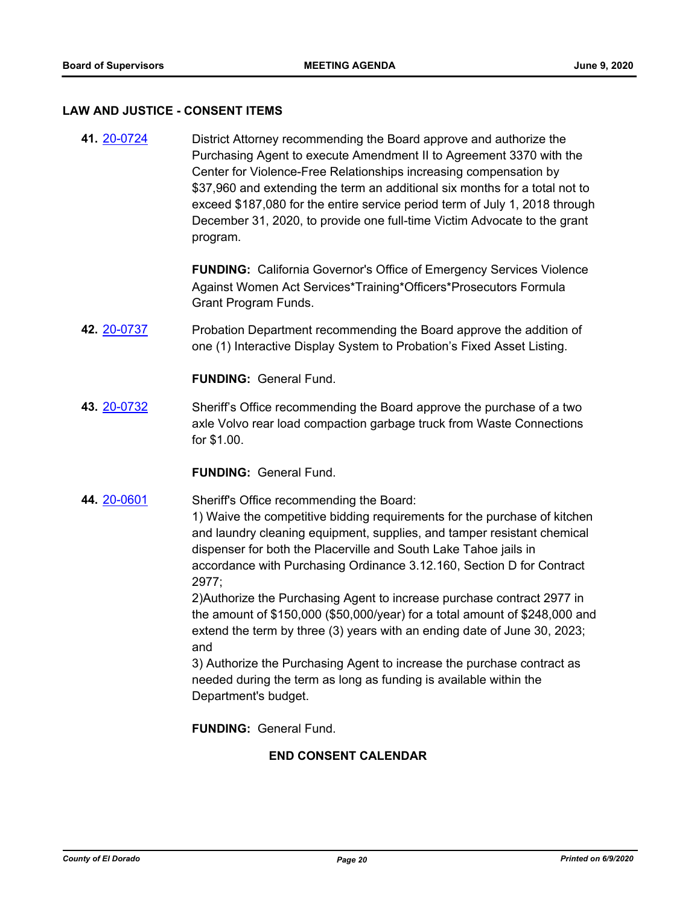## LAW AND JUSTICE - CONSENT ITEMS

**41.** 20-0724 District Attorney recommending the Board approve and authorize the Purchasing Agent to execute Amendment II to Agreement 3370 with the Center for Violence-Free Relationships increasing compensation by $37,960 and extending the term an additional six months for a total not to exceed $187,080 for the entire service period term of July 1, 2018 through December 31, 2020, to provide one full-time Victim Advocate to the grant program.

**FUNDING:** California Governor's Office of Emergency Services Violence Against Women Act Services*Training*Officers*Prosecutors Formula Grant Program Funds.

**42.** 20-0737 Probation Department recommending the Board approve the addition of one (1) Interactive Display System to Probation's Fixed Asset Listing.

**FUNDING:** General Fund.

**43.** 20-0732 Sheriff's Office recommending the Board approve the purchase of a two axle Volvo rear load compaction garbage truck from Waste Connections for $1.00.

**FUNDING:** General Fund.

**44.** 20-0601 Sheriff's Office recommending the Board:

1) Waive the competitive bidding requirements for the purchase of kitchen and laundry cleaning equipment, supplies, and tamper resistant chemical dispenser for both the Placerville and South Lake Tahoe jails in accordance with Purchasing Ordinance 3.12.160, Section D for Contract 2977;

2)Authorize the Purchasing Agent to increase purchase contract 2977 in the amount of $150,000 ($50,000/year) for a total amount of $248,000 and extend the term by three (3) years with an ending date of June 30, 2023; and

3) Authorize the Purchasing Agent to increase the purchase contract as needed during the term as long as funding is available within the Department's budget.

**FUNDING:** General Fund.

**END CONSENT CALENDAR**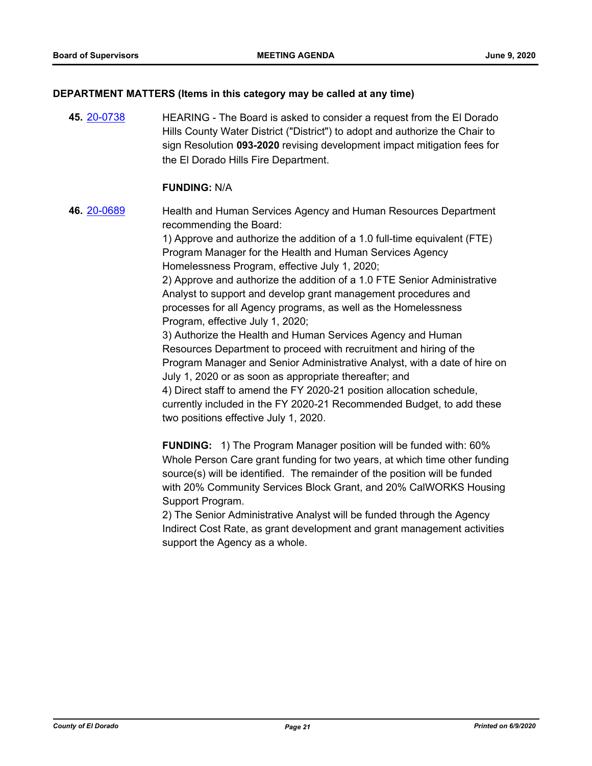**DEPARTMENT MATTERS (Items in this category may be called at any time)**

**45.** [20-0738](20-0738) HEARING - The Board is asked to consider a request from the El Dorado Hills County Water District ("District") to adopt and authorize the Chair to sign Resolution **093-2020** revising development impact mitigation fees for the El Dorado Hills Fire Department.

**FUNDING:** N/A

**46.** [20-0689](20-0689) Health and Human Services Agency and Human Resources Department recommending the Board:

1) Approve and authorize the addition of a 1.0 full-time equivalent (FTE) Program Manager for the Health and Human Services Agency Homelessness Program, effective July 1, 2020;

2) Approve and authorize the addition of a 1.0 FTE Senior Administrative Analyst to support and develop grant management procedures and processes for all Agency programs, as well as the Homelessness Program, effective July 1, 2020;

3) Authorize the Health and Human Services Agency and Human Resources Department to proceed with recruitment and hiring of the Program Manager and Senior Administrative Analyst, with a date of hire on July 1, 2020 or as soon as appropriate thereafter; and

4) Direct staff to amend the FY 2020-21 position allocation schedule, currently included in the FY 2020-21 Recommended Budget, to add these two positions effective July 1, 2020.

**FUNDING:** 1) The Program Manager position will be funded with: 60% Whole Person Care grant funding for two years, at which time other funding source(s) will be identified. The remainder of the position will be funded with 20% Community Services Block Grant, and 20% CalWORKS Housing Support Program.

2) The Senior Administrative Analyst will be funded through the Agency Indirect Cost Rate, as grant development and grant management activities support the Agency as a whole.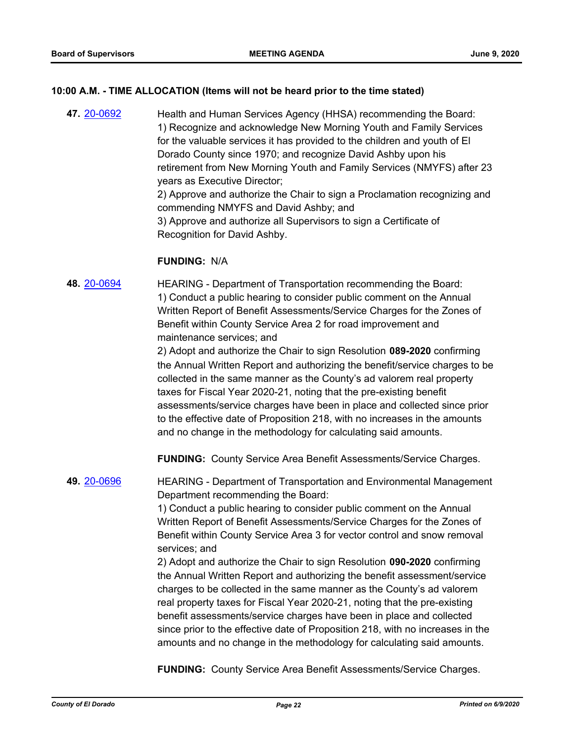**10:00 A.M. - TIME ALLOCATION (Items will not be heard prior to the time stated)**

**47.** 20-0692

Health and Human Services Agency (HHSA) recommending the Board:
1) Recognize and acknowledge New Morning Youth and Family Services for the valuable services it has provided to the children and youth of El Dorado County since 1970; and recognize David Ashby upon his retirement from New Morning Youth and Family Services (NMYFS) after 23 years as Executive Director;
2) Approve and authorize the Chair to sign a Proclamation recognizing and commending NMYFS and David Ashby; and
3) Approve and authorize all Supervisors to sign a Certificate of Recognition for David Ashby.

**FUNDING:** N/A

**48.** 20-0694

HEARING - Department of Transportation recommending the Board:
1) Conduct a public hearing to consider public comment on the Annual Written Report of Benefit Assessments/Service Charges for the Zones of Benefit within County Service Area 2 for road improvement and maintenance services; and
2) Adopt and authorize the Chair to sign Resolution **089-2020** confirming the Annual Written Report and authorizing the benefit/service charges to be collected in the same manner as the County's ad valorem real property taxes for Fiscal Year 2020-21, noting that the pre-existing benefit assessments/service charges have been in place and collected since prior to the effective date of Proposition 218, with no increases in the amounts and no change in the methodology for calculating said amounts.

**FUNDING:** County Service Area Benefit Assessments/Service Charges.

**49.** 20-0696

HEARING - Department of Transportation and Environmental Management Department recommending the Board:
1) Conduct a public hearing to consider public comment on the Annual Written Report of Benefit Assessments/Service Charges for the Zones of Benefit within County Service Area 3 for vector control and snow removal services; and
2) Adopt and authorize the Chair to sign Resolution **090-2020** confirming the Annual Written Report and authorizing the benefit assessment/service charges to be collected in the same manner as the County's ad valorem real property taxes for Fiscal Year 2020-21, noting that the pre-existing benefit assessments/service charges have been in place and collected since prior to the effective date of Proposition 218, with no increases in the amounts and no change in the methodology for calculating said amounts.

**FUNDING:** County Service Area Benefit Assessments/Service Charges.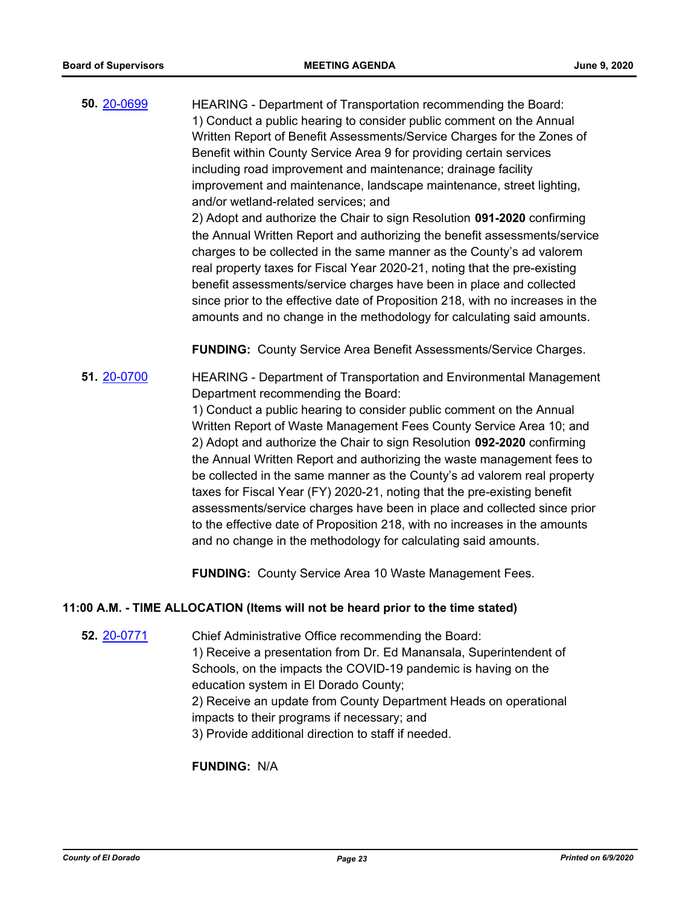**50.** 20-0699

HEARING - Department of Transportation recommending the Board:
1) Conduct a public hearing to consider public comment on the Annual Written Report of Benefit Assessments/Service Charges for the Zones of Benefit within County Service Area 9 for providing certain services including road improvement and maintenance; drainage facility improvement and maintenance, landscape maintenance, street lighting, and/or wetland-related services; and
2) Adopt and authorize the Chair to sign Resolution **091-2020** confirming the Annual Written Report and authorizing the benefit assessments/service charges to be collected in the same manner as the County's ad valorem real property taxes for Fiscal Year 2020-21, noting that the pre-existing benefit assessments/service charges have been in place and collected since prior to the effective date of Proposition 218, with no increases in the amounts and no change in the methodology for calculating said amounts.

**FUNDING:** County Service Area Benefit Assessments/Service Charges.

**51.** 20-0700

HEARING - Department of Transportation and Environmental Management Department recommending the Board:
1) Conduct a public hearing to consider public comment on the Annual Written Report of Waste Management Fees County Service Area 10; and
2) Adopt and authorize the Chair to sign Resolution **092-2020** confirming the Annual Written Report and authorizing the waste management fees to be collected in the same manner as the County's ad valorem real property taxes for Fiscal Year (FY) 2020-21, noting that the pre-existing benefit assessments/service charges have been in place and collected since prior to the effective date of Proposition 218, with no increases in the amounts and no change in the methodology for calculating said amounts.

**FUNDING:** County Service Area 10 Waste Management Fees.

## 11:00 A.M. - TIME ALLOCATION (Items will not be heard prior to the time stated)

**52.** 20-0771

Chief Administrative Office recommending the Board:
1) Receive a presentation from Dr. Ed Manansala, Superintendent of Schools, on the impacts the COVID-19 pandemic is having on the education system in El Dorado County;
2) Receive an update from County Department Heads on operational impacts to their programs if necessary; and
3) Provide additional direction to staff if needed.

**FUNDING:** N/A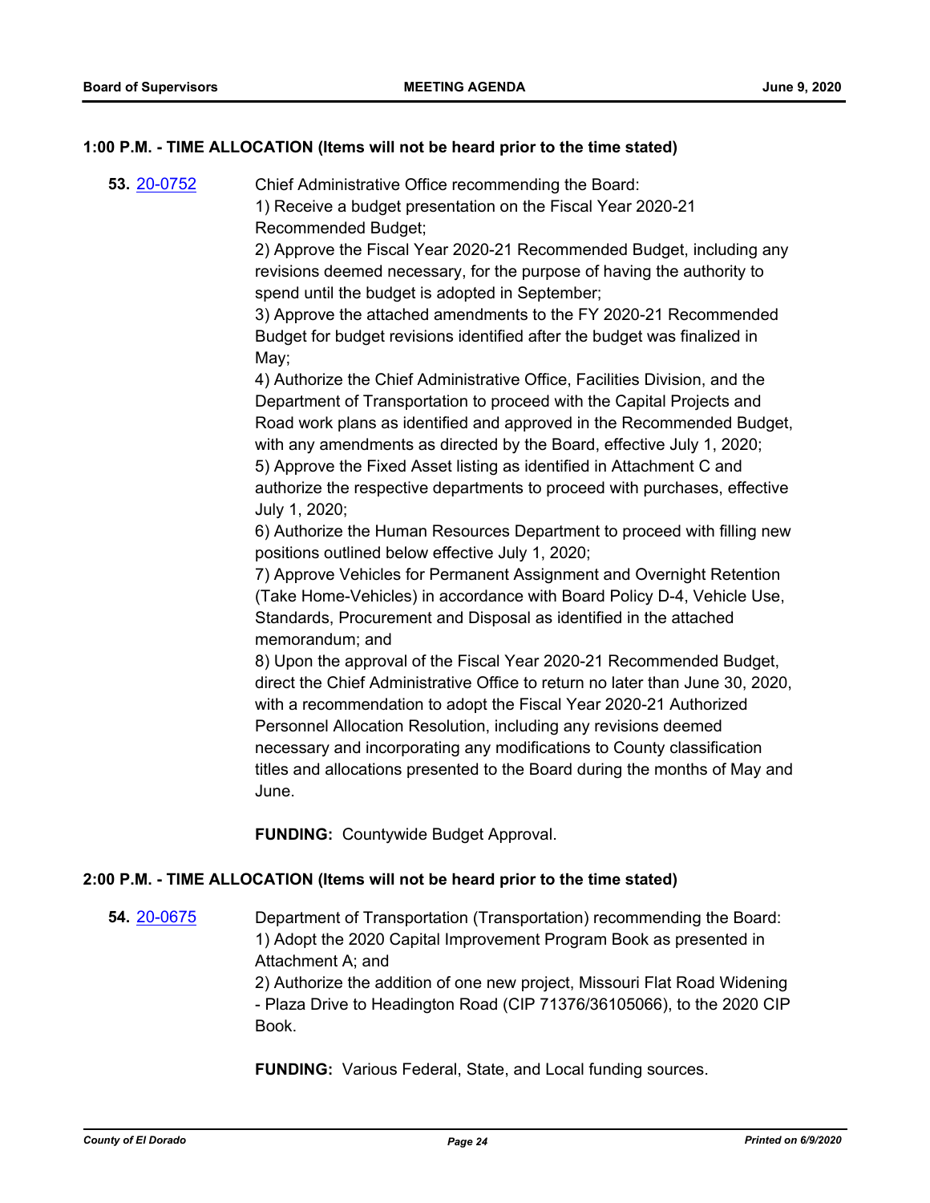### 1:00 P.M. - TIME ALLOCATION (Items will not be heard prior to the time stated)

**53.** [20-0752](20-0752)

Chief Administrative Office recommending the Board:
1) Receive a budget presentation on the Fiscal Year 2020-21 Recommended Budget;
2) Approve the Fiscal Year 2020-21 Recommended Budget, including any revisions deemed necessary, for the purpose of having the authority to spend until the budget is adopted in September;
3) Approve the attached amendments to the FY 2020-21 Recommended Budget for budget revisions identified after the budget was finalized in May;
4) Authorize the Chief Administrative Office, Facilities Division, and the Department of Transportation to proceed with the Capital Projects and Road work plans as identified and approved in the Recommended Budget, with any amendments as directed by the Board, effective July 1, 2020;
5) Approve the Fixed Asset listing as identified in Attachment C and authorize the respective departments to proceed with purchases, effective July 1, 2020;
6) Authorize the Human Resources Department to proceed with filling new positions outlined below effective July 1, 2020;
7) Approve Vehicles for Permanent Assignment and Overnight Retention (Take Home-Vehicles) in accordance with Board Policy D-4, Vehicle Use, Standards, Procurement and Disposal as identified in the attached memorandum; and
8) Upon the approval of the Fiscal Year 2020-21 Recommended Budget, direct the Chief Administrative Office to return no later than June 30, 2020, with a recommendation to adopt the Fiscal Year 2020-21 Authorized Personnel Allocation Resolution, including any revisions deemed necessary and incorporating any modifications to County classification titles and allocations presented to the Board during the months of May and June.

**FUNDING:** Countywide Budget Approval.

### 2:00 P.M. - TIME ALLOCATION (Items will not be heard prior to the time stated)

**54.** [20-0675](20-0675)

Department of Transportation (Transportation) recommending the Board:
1) Adopt the 2020 Capital Improvement Program Book as presented in Attachment A; and
2) Authorize the addition of one new project, Missouri Flat Road Widening - Plaza Drive to Headington Road (CIP 71376/36105066), to the 2020 CIP Book.

**FUNDING:** Various Federal, State, and Local funding sources.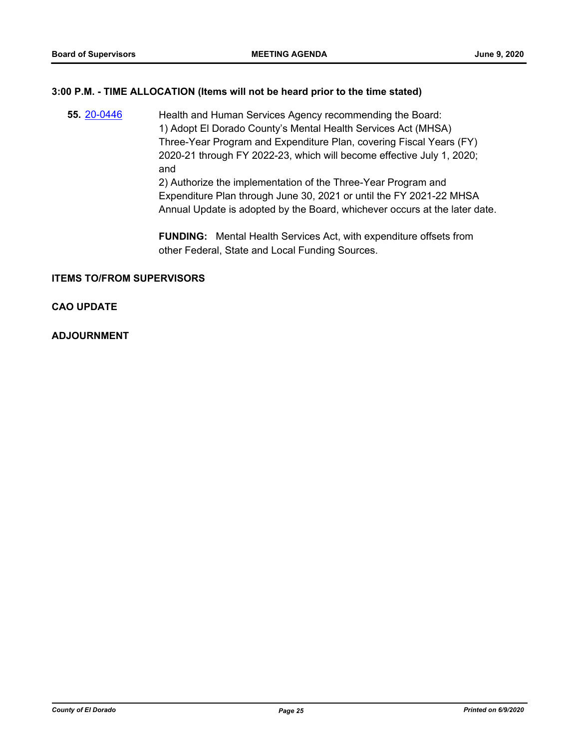## 3:00 P.M. - TIME ALLOCATION (Items will not be heard prior to the time stated)

**55.** 20-0446 Health and Human Services Agency recommending the Board:
1) Adopt El Dorado County's Mental Health Services Act (MHSA) Three-Year Program and Expenditure Plan, covering Fiscal Years (FY) 2020-21 through FY 2022-23, which will become effective July 1, 2020; and
2) Authorize the implementation of the Three-Year Program and Expenditure Plan through June 30, 2021 or until the FY 2021-22 MHSA Annual Update is adopted by the Board, whichever occurs at the later date.

**FUNDING:** Mental Health Services Act, with expenditure offsets from other Federal, State and Local Funding Sources.

## ITEMS TO/FROM SUPERVISORS

## CAO UPDATE

## ADJOURNMENT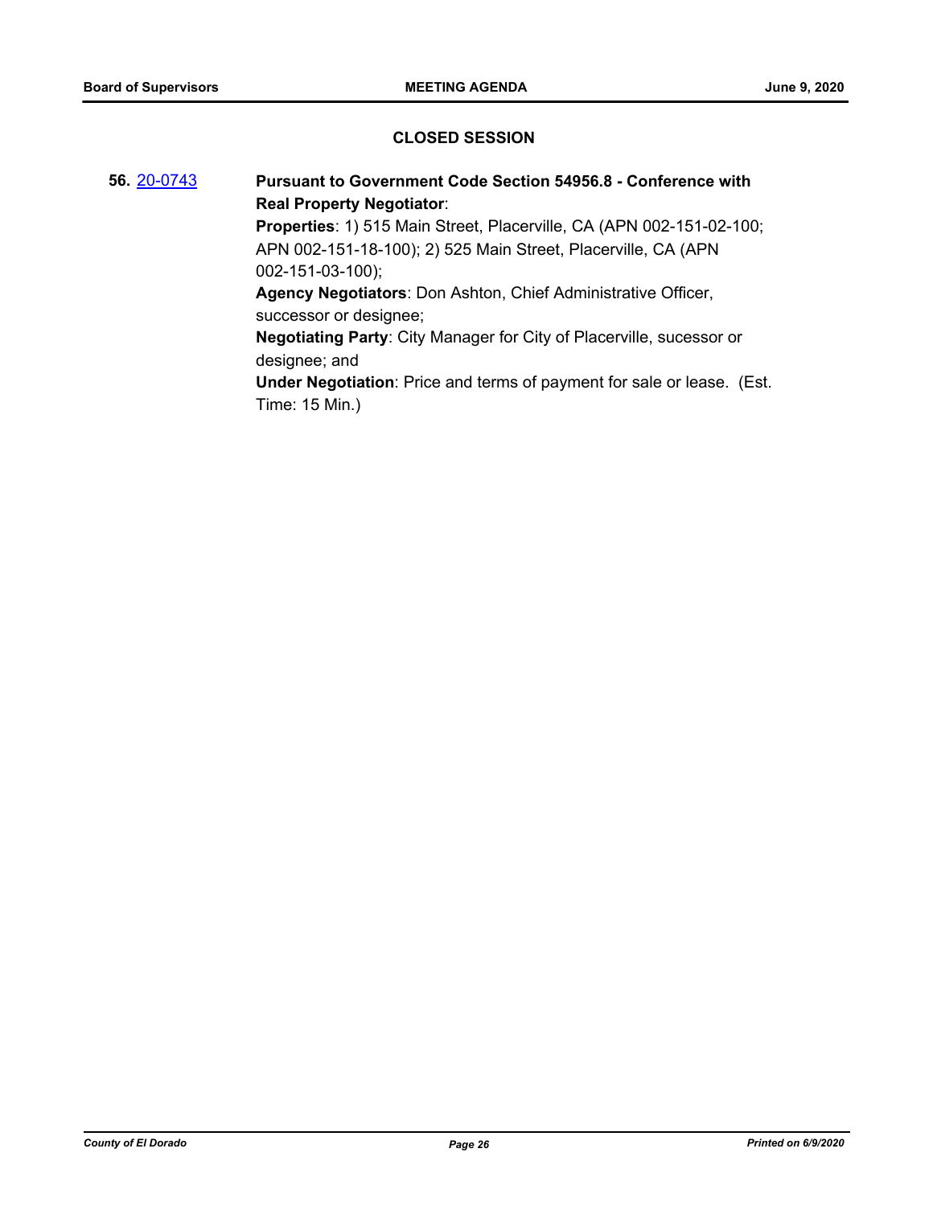## CLOSED SESSION

**56.** 20-0743 **Pursuant to Government Code Section 54956.8 - Conference with Real Property Negotiator**:

**Properties**: 1) 515 Main Street, Placerville, CA (APN 002-151-02-100; APN 002-151-18-100); 2) 525 Main Street, Placerville, CA (APN 002-151-03-100);

**Agency Negotiators**: Don Ashton, Chief Administrative Officer, successor or designee;

**Negotiating Party**: City Manager for City of Placerville, sucessor or designee; and

**Under Negotiation**: Price and terms of payment for sale or lease. (Est. Time: 15 Min.)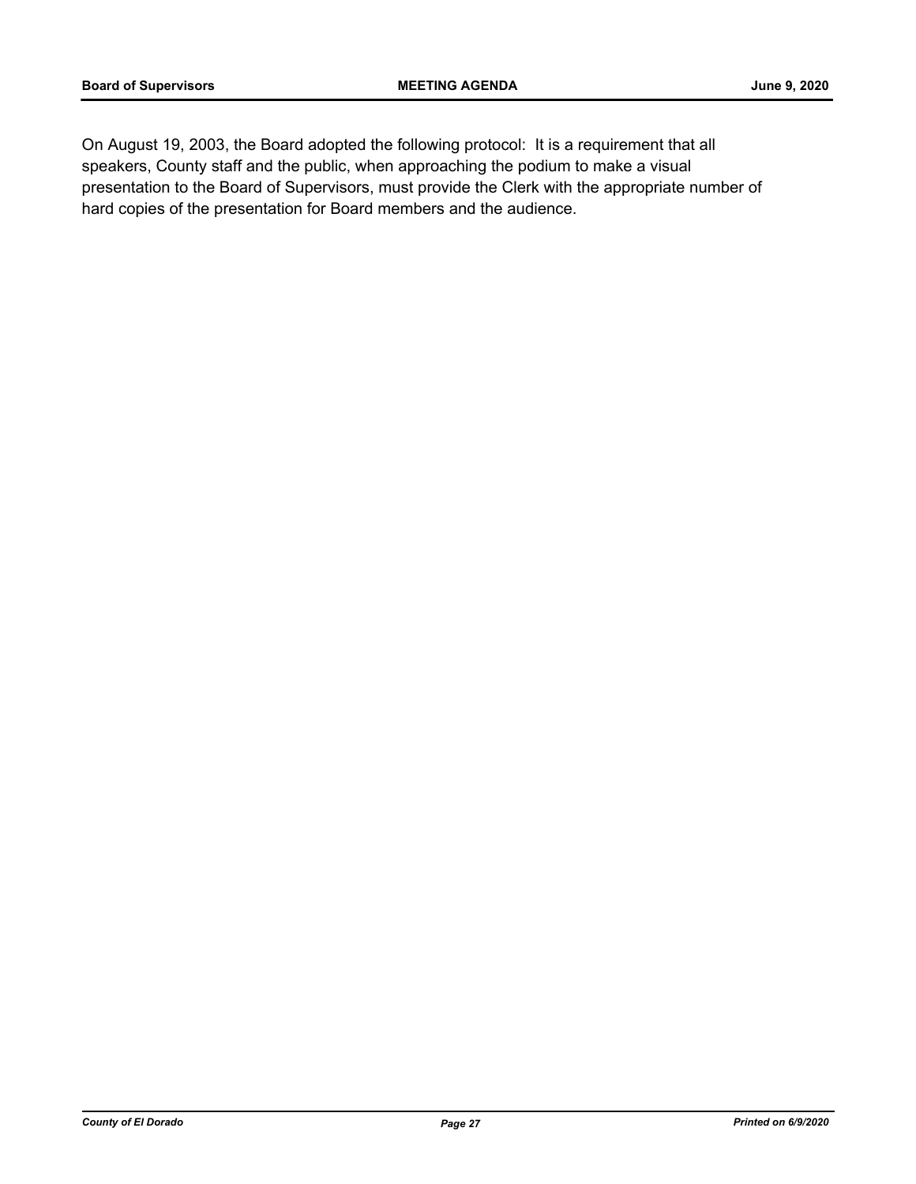On August 19, 2003, the Board adopted the following protocol: It is a requirement that all speakers, County staff and the public, when approaching the podium to make a visual presentation to the Board of Supervisors, must provide the Clerk with the appropriate number of hard copies of the presentation for Board members and the audience.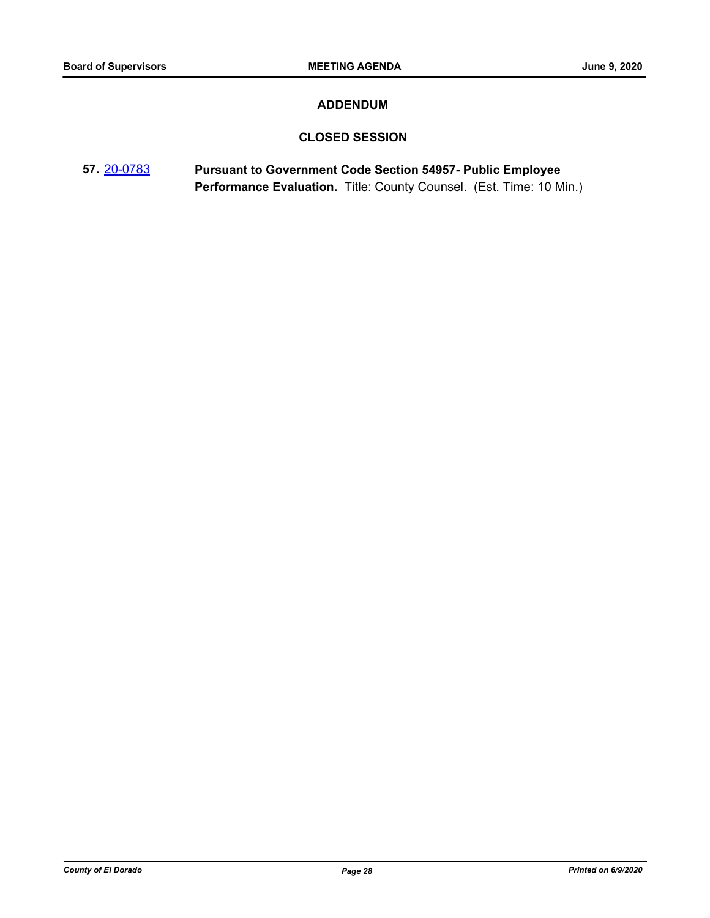## ADDENDUM

## CLOSED SESSION

**57.** 20-0783 **Pursuant to Government Code Section 54957- Public Employee Performance Evaluation.** Title: County Counsel. (Est. Time: 10 Min.)